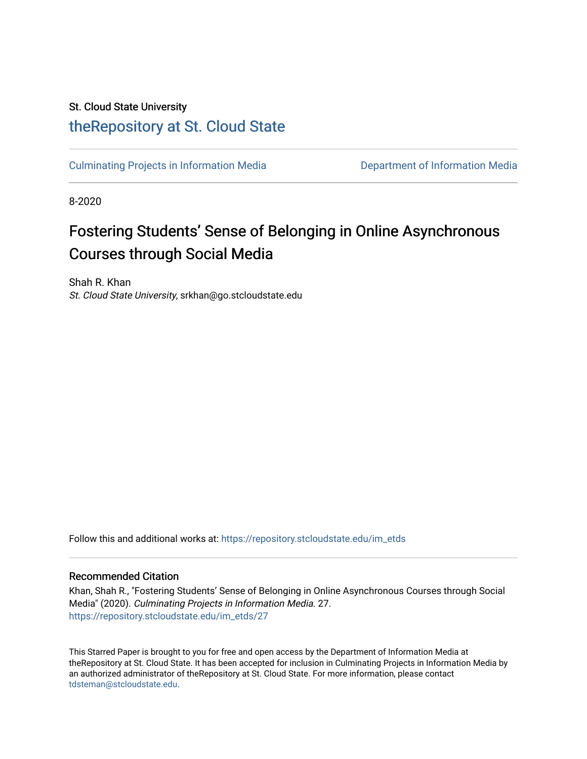St. Cloud State University

# theRepository at St. Cloud State

Culminating Projects in Information Media

Department of Information Media

8-2020

# Fostering Students' Sense of Belonging in Online Asynchronous Courses through Social Media

Shah R. Khan
*St. Cloud State University*, srkhan@go.stcloudstate.edu

Follow this and additional works at: https://repository.stcloudstate.edu/im_etds

## Recommended Citation

Khan, Shah R., "Fostering Students' Sense of Belonging in Online Asynchronous Courses through Social Media" (2020). *Culminating Projects in Information Media*. 27.
https://repository.stcloudstate.edu/im_etds/27

This Starred Paper is brought to you for free and open access by the Department of Information Media at theRepository at St. Cloud State. It has been accepted for inclusion in Culminating Projects in Information Media by an authorized administrator of theRepository at St. Cloud State. For more information, please contact tdsteman@stcloudstate.edu.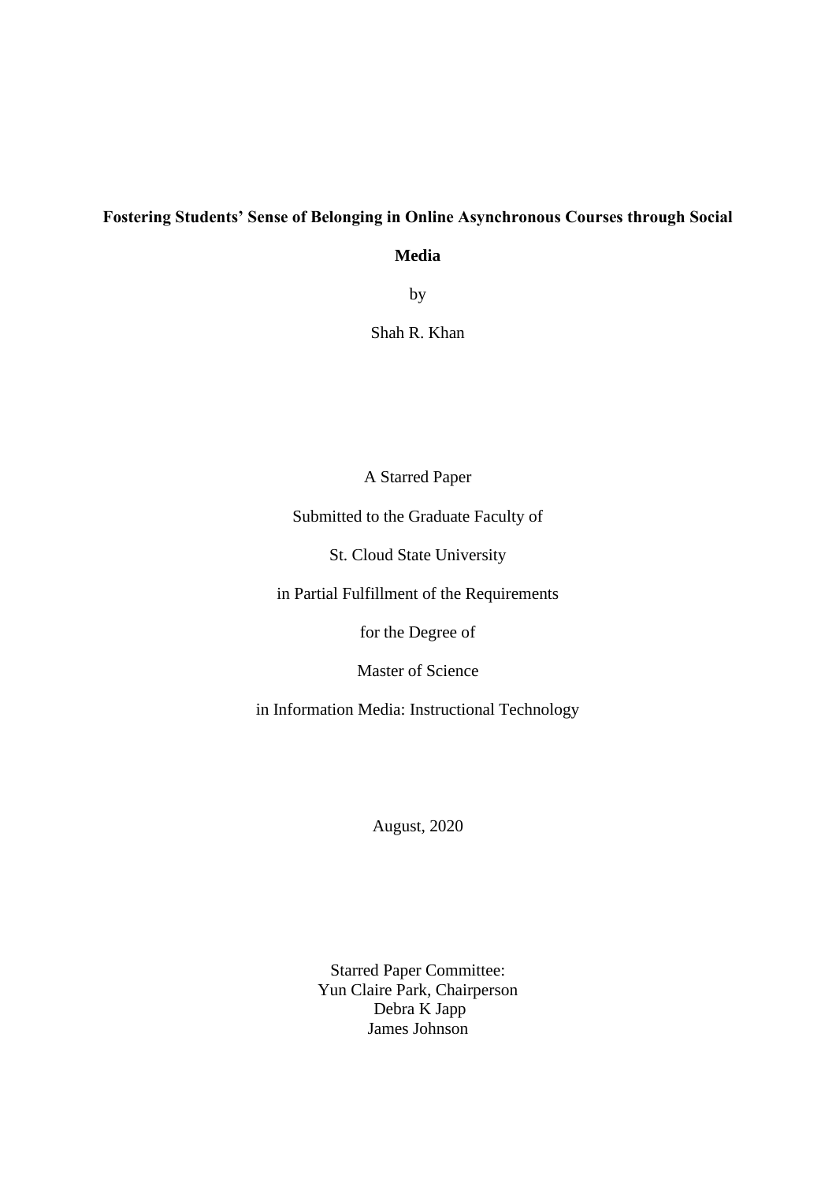**Fostering Students' Sense of Belonging in Online Asynchronous Courses through Social Media**

by

Shah R. Khan

A Starred Paper

Submitted to the Graduate Faculty of

St. Cloud State University

in Partial Fulfillment of the Requirements

for the Degree of

Master of Science

in Information Media: Instructional Technology

August, 2020

Starred Paper Committee:
Yun Claire Park, Chairperson
Debra K Japp
James Johnson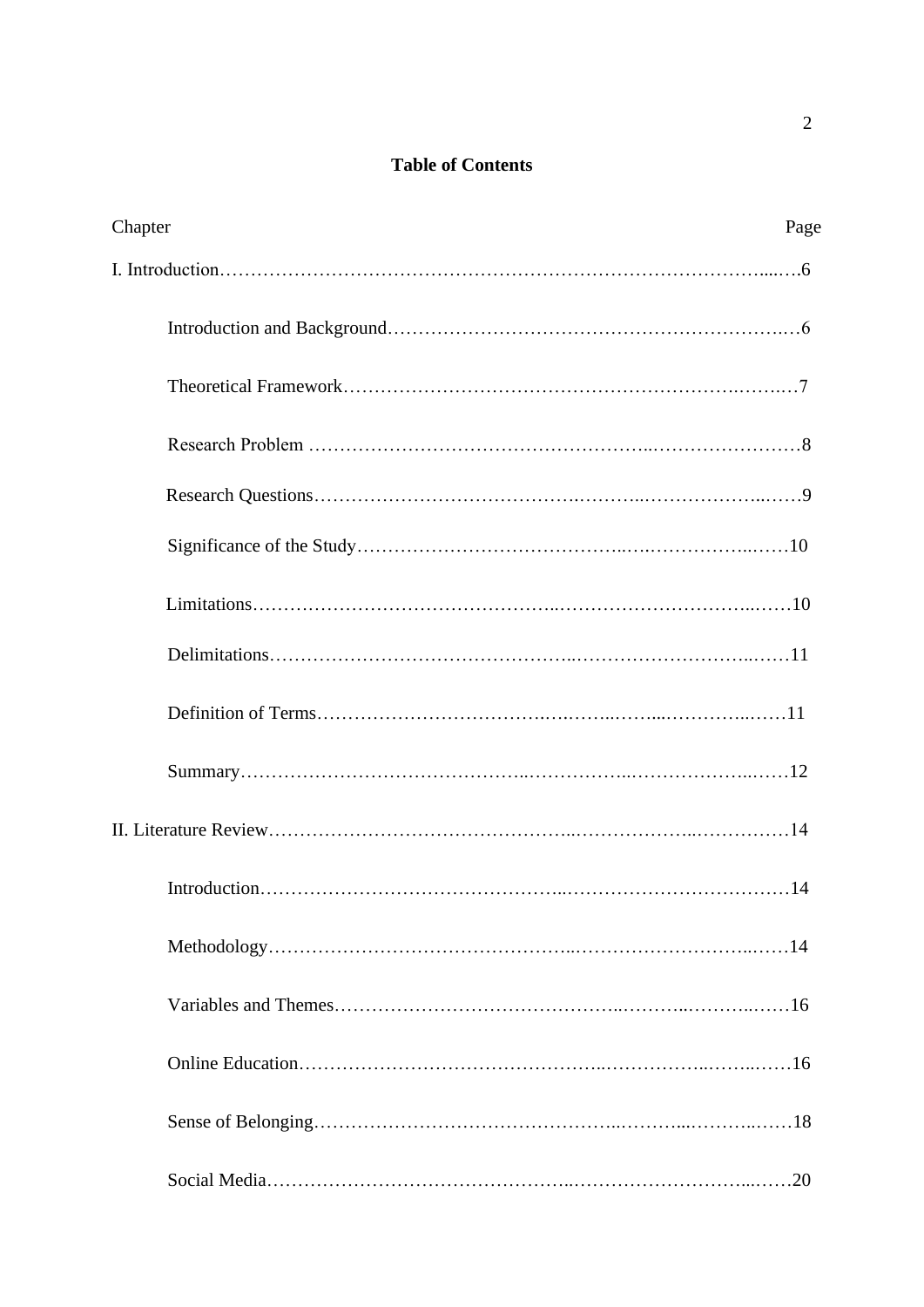**Table of Contents**

Chapter Page

I. Introduction……………………………………………………………………………...….6

Introduction and Background…………………………………………………….…6

Theoretical Framework………………………………………………………..……..…7

Research Problem ……………………………………………..……………………8

Research Questions…………………………………….………..………………..…….9

Significance of the Study…………………………………..….……………..……10

Limitations………………………………………..……………………………..……10

Delimitations……………………………………..…………………………..……11

Definition of Terms……………………………….….……..…....…………..……11

Summary……………………………………..……………..………………...……12

II. Literature Review……………………………………..………………..……………14

Introduction………………………………………..………………………………14

Methodology………………………………………..…………………………...……14

Variables and Themes……………………………………..………..………..……16

Online Education………………………………………..……………..……..……16

Sense of Belonging……………………………………..……....………..……18

Social Media………………………………………..………………………...……20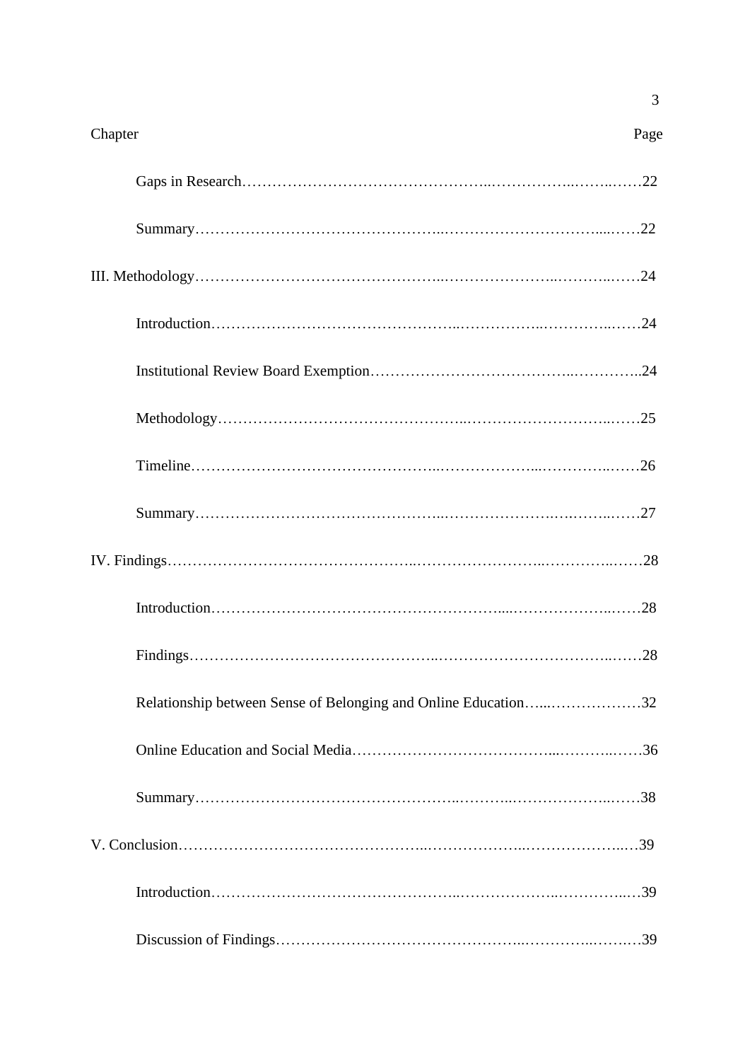| Chapter | Page |
|---|---|
| Gaps in Research | 22 |
| Summary | 22 |
| III. Methodology | 24 |
| Introduction | 24 |
| Institutional Review Board Exemption | 24 |
| Methodology | 25 |
| Timeline | 26 |
| Summary | 27 |
| IV. Findings | 28 |
| Introduction | 28 |
| Findings | 28 |
| Relationship between Sense of Belonging and Online Education | 32 |
| Online Education and Social Media | 36 |
| Summary | 38 |
| V. Conclusion | 39 |
| Introduction | 39 |
| Discussion of Findings | 39 |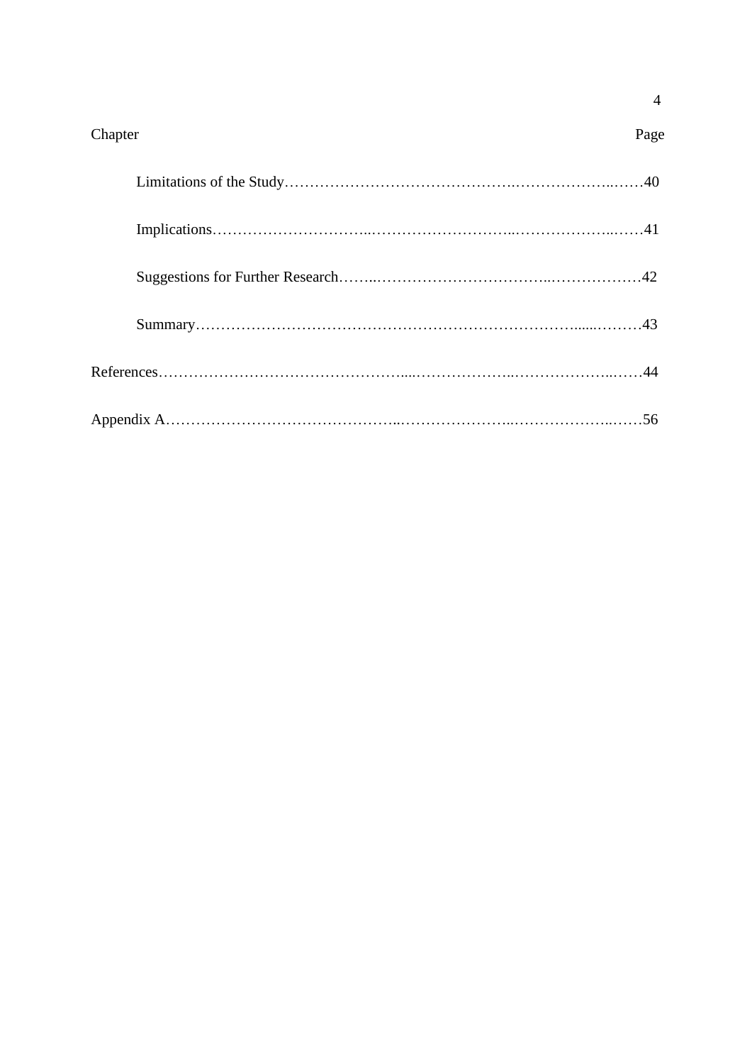| Chapter | Page |
| --- | --- |
| Limitations of the Study | 40 |
| Implications | 41 |
| Suggestions for Further Research | 42 |
| Summary | 43 |
| References | 44 |
| Appendix A | 56 |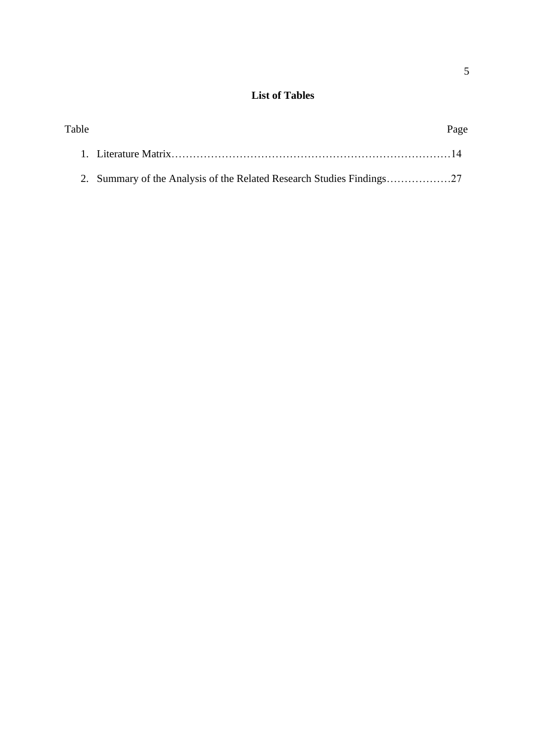## List of Tables

Table Page

1. Literature Matrix……………………………………………………………………14
2. Summary of the Analysis of the Related Research Studies Findings………………27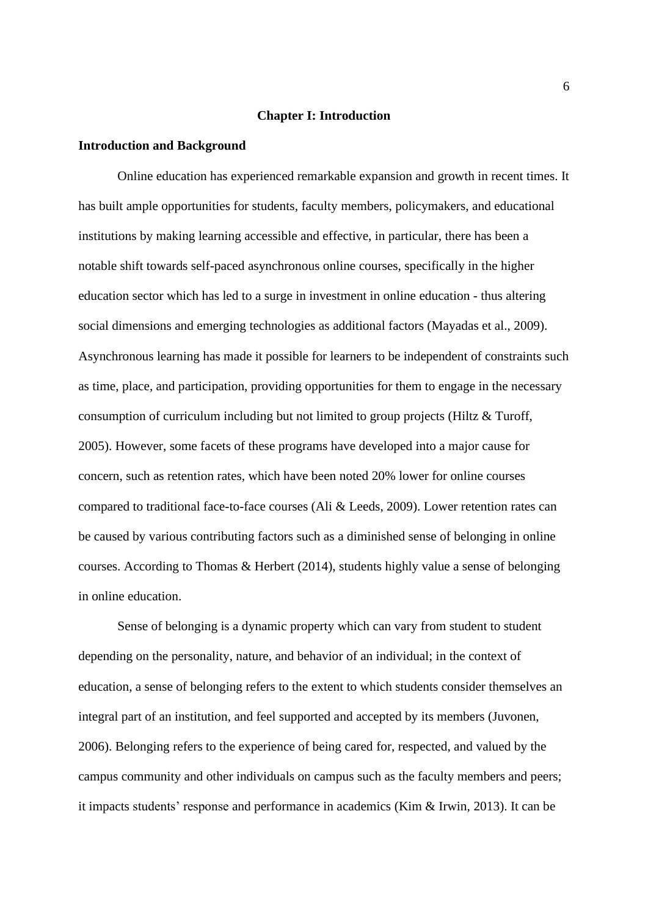# Chapter I: Introduction

## Introduction and Background

Online education has experienced remarkable expansion and growth in recent times. It has built ample opportunities for students, faculty members, policymakers, and educational institutions by making learning accessible and effective, in particular, there has been a notable shift towards self-paced asynchronous online courses, specifically in the higher education sector which has led to a surge in investment in online education - thus altering social dimensions and emerging technologies as additional factors (Mayadas et al., 2009). Asynchronous learning has made it possible for learners to be independent of constraints such as time, place, and participation, providing opportunities for them to engage in the necessary consumption of curriculum including but not limited to group projects (Hiltz & Turoff, 2005). However, some facets of these programs have developed into a major cause for concern, such as retention rates, which have been noted 20% lower for online courses compared to traditional face-to-face courses (Ali & Leeds, 2009). Lower retention rates can be caused by various contributing factors such as a diminished sense of belonging in online courses. According to Thomas & Herbert (2014), students highly value a sense of belonging in online education.

Sense of belonging is a dynamic property which can vary from student to student depending on the personality, nature, and behavior of an individual; in the context of education, a sense of belonging refers to the extent to which students consider themselves an integral part of an institution, and feel supported and accepted by its members (Juvonen, 2006). Belonging refers to the experience of being cared for, respected, and valued by the campus community and other individuals on campus such as the faculty members and peers; it impacts students' response and performance in academics (Kim & Irwin, 2013). It can be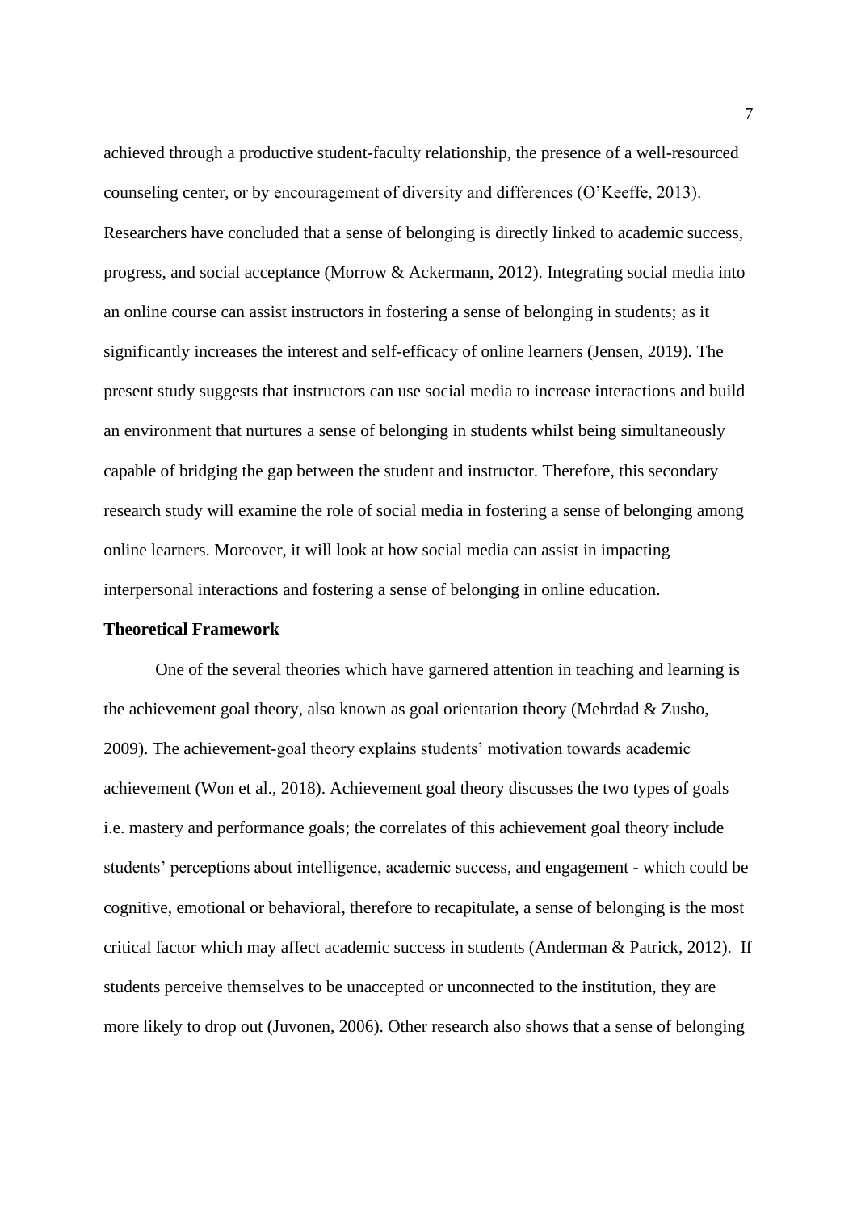achieved through a productive student-faculty relationship, the presence of a well-resourced counseling center, or by encouragement of diversity and differences (O'Keeffe, 2013). Researchers have concluded that a sense of belonging is directly linked to academic success, progress, and social acceptance (Morrow & Ackermann, 2012). Integrating social media into an online course can assist instructors in fostering a sense of belonging in students; as it significantly increases the interest and self-efficacy of online learners (Jensen, 2019). The present study suggests that instructors can use social media to increase interactions and build an environment that nurtures a sense of belonging in students whilst being simultaneously capable of bridging the gap between the student and instructor. Therefore, this secondary research study will examine the role of social media in fostering a sense of belonging among online learners. Moreover, it will look at how social media can assist in impacting interpersonal interactions and fostering a sense of belonging in online education.

**Theoretical Framework**

One of the several theories which have garnered attention in teaching and learning is the achievement goal theory, also known as goal orientation theory (Mehrdad & Zusho, 2009). The achievement-goal theory explains students' motivation towards academic achievement (Won et al., 2018). Achievement goal theory discusses the two types of goals i.e. mastery and performance goals; the correlates of this achievement goal theory include students' perceptions about intelligence, academic success, and engagement - which could be cognitive, emotional or behavioral, therefore to recapitulate, a sense of belonging is the most critical factor which may affect academic success in students (Anderman & Patrick, 2012). If students perceive themselves to be unaccepted or unconnected to the institution, they are more likely to drop out (Juvonen, 2006). Other research also shows that a sense of belonging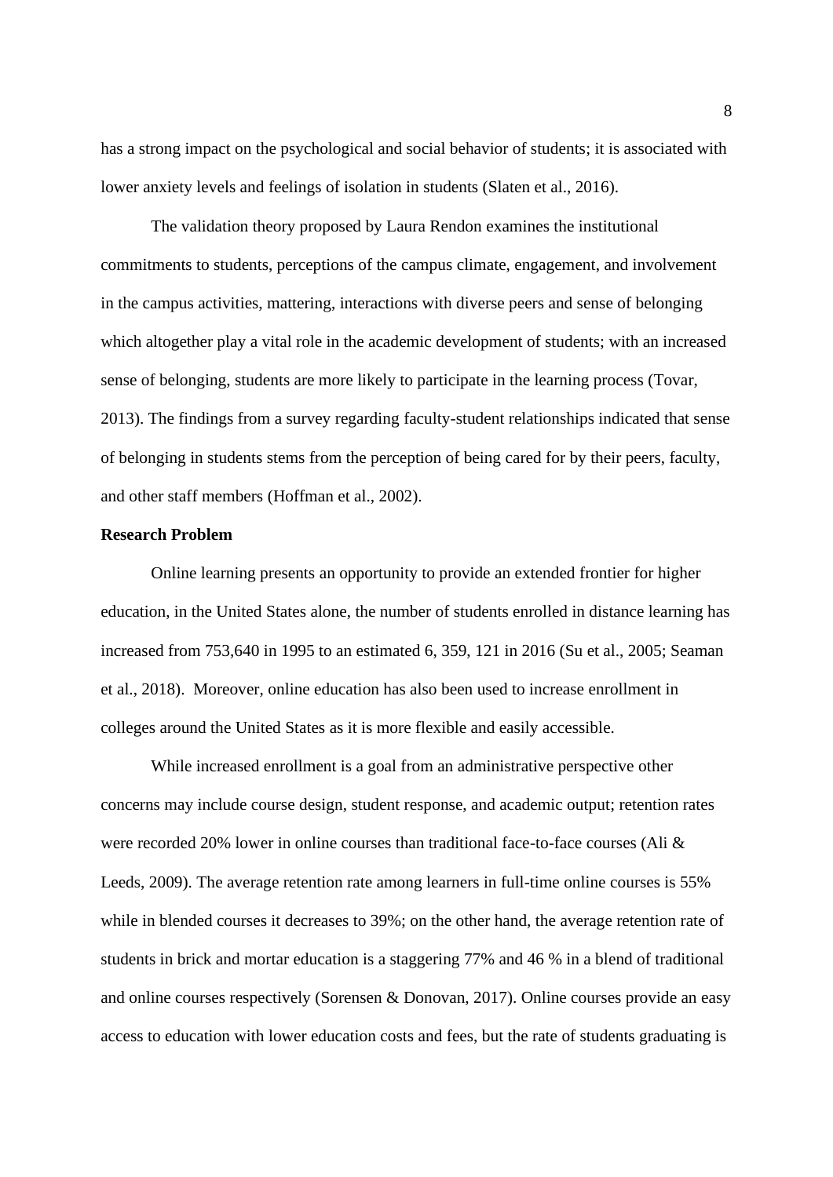has a strong impact on the psychological and social behavior of students; it is associated with lower anxiety levels and feelings of isolation in students (Slaten et al., 2016).

The validation theory proposed by Laura Rendon examines the institutional commitments to students, perceptions of the campus climate, engagement, and involvement in the campus activities, mattering, interactions with diverse peers and sense of belonging which altogether play a vital role in the academic development of students; with an increased sense of belonging, students are more likely to participate in the learning process (Tovar, 2013). The findings from a survey regarding faculty-student relationships indicated that sense of belonging in students stems from the perception of being cared for by their peers, faculty, and other staff members (Hoffman et al., 2002).

**Research Problem**

Online learning presents an opportunity to provide an extended frontier for higher education, in the United States alone, the number of students enrolled in distance learning has increased from 753,640 in 1995 to an estimated 6, 359, 121 in 2016 (Su et al., 2005; Seaman et al., 2018). Moreover, online education has also been used to increase enrollment in colleges around the United States as it is more flexible and easily accessible.

While increased enrollment is a goal from an administrative perspective other concerns may include course design, student response, and academic output; retention rates were recorded 20% lower in online courses than traditional face-to-face courses (Ali & Leeds, 2009). The average retention rate among learners in full-time online courses is 55% while in blended courses it decreases to 39%; on the other hand, the average retention rate of students in brick and mortar education is a staggering 77% and 46 % in a blend of traditional and online courses respectively (Sorensen & Donovan, 2017). Online courses provide an easy access to education with lower education costs and fees, but the rate of students graduating is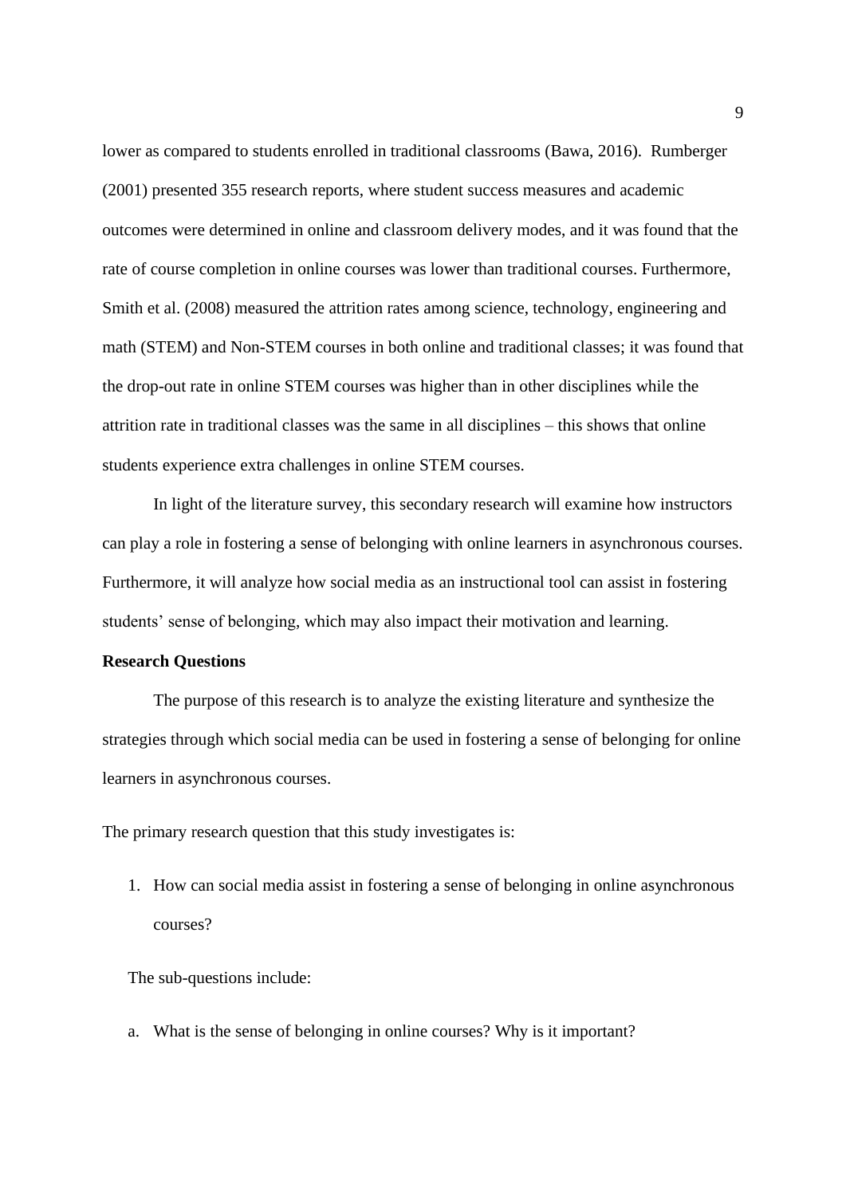lower as compared to students enrolled in traditional classrooms (Bawa, 2016). Rumberger (2001) presented 355 research reports, where student success measures and academic outcomes were determined in online and classroom delivery modes, and it was found that the rate of course completion in online courses was lower than traditional courses. Furthermore, Smith et al. (2008) measured the attrition rates among science, technology, engineering and math (STEM) and Non-STEM courses in both online and traditional classes; it was found that the drop-out rate in online STEM courses was higher than in other disciplines while the attrition rate in traditional classes was the same in all disciplines – this shows that online students experience extra challenges in online STEM courses.

In light of the literature survey, this secondary research will examine how instructors can play a role in fostering a sense of belonging with online learners in asynchronous courses. Furthermore, it will analyze how social media as an instructional tool can assist in fostering students' sense of belonging, which may also impact their motivation and learning.

**Research Questions**

The purpose of this research is to analyze the existing literature and synthesize the strategies through which social media can be used in fostering a sense of belonging for online learners in asynchronous courses.

The primary research question that this study investigates is:

1. How can social media assist in fostering a sense of belonging in online asynchronous courses?

The sub-questions include:

a. What is the sense of belonging in online courses? Why is it important?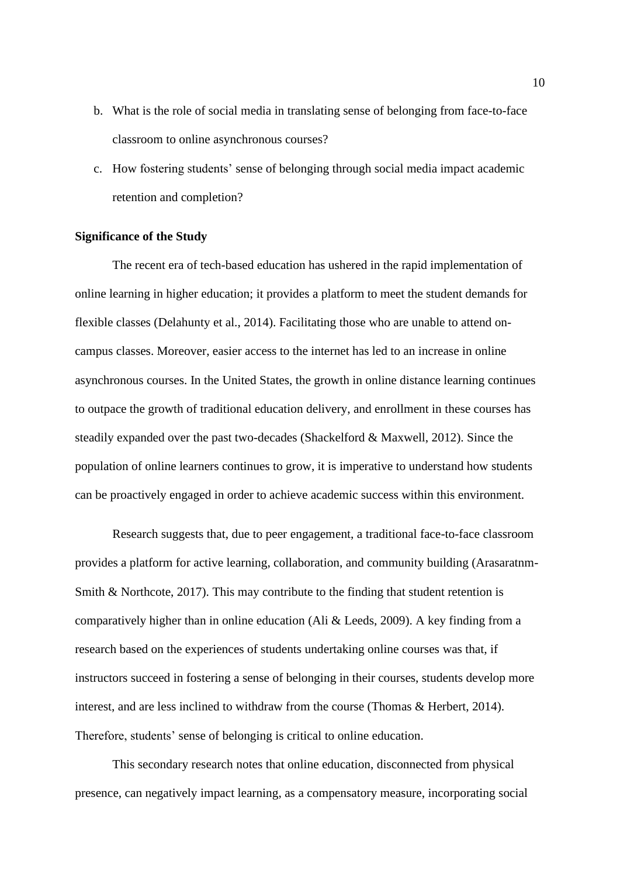b. What is the role of social media in translating sense of belonging from face-to-face classroom to online asynchronous courses?

c. How fostering students' sense of belonging through social media impact academic retention and completion?

**Significance of the Study**

The recent era of tech-based education has ushered in the rapid implementation of online learning in higher education; it provides a platform to meet the student demands for flexible classes (Delahunty et al., 2014). Facilitating those who are unable to attend on-campus classes. Moreover, easier access to the internet has led to an increase in online asynchronous courses. In the United States, the growth in online distance learning continues to outpace the growth of traditional education delivery, and enrollment in these courses has steadily expanded over the past two-decades (Shackelford & Maxwell, 2012). Since the population of online learners continues to grow, it is imperative to understand how students can be proactively engaged in order to achieve academic success within this environment.

Research suggests that, due to peer engagement, a traditional face-to-face classroom provides a platform for active learning, collaboration, and community building (Arasaratnm-Smith & Northcote, 2017). This may contribute to the finding that student retention is comparatively higher than in online education (Ali & Leeds, 2009). A key finding from a research based on the experiences of students undertaking online courses was that, if instructors succeed in fostering a sense of belonging in their courses, students develop more interest, and are less inclined to withdraw from the course (Thomas & Herbert, 2014). Therefore, students' sense of belonging is critical to online education.

This secondary research notes that online education, disconnected from physical presence, can negatively impact learning, as a compensatory measure, incorporating social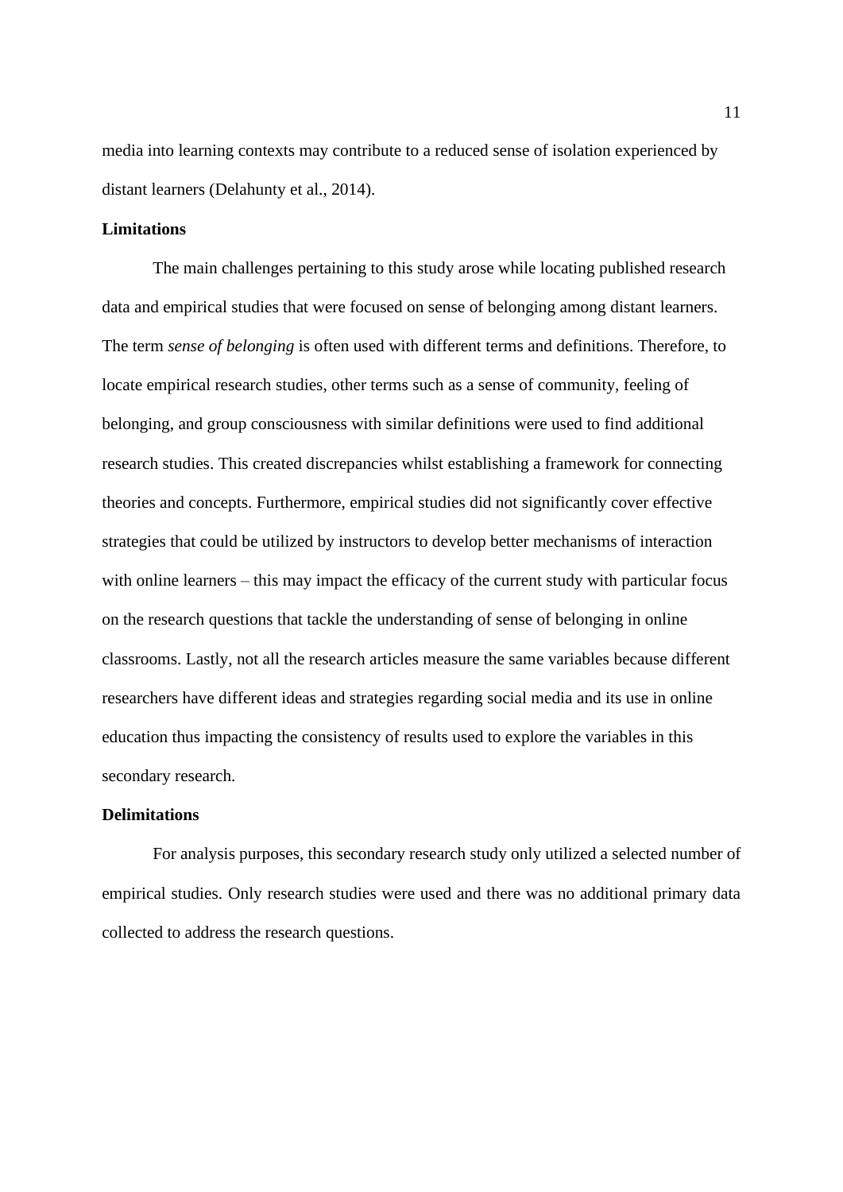media into learning contexts may contribute to a reduced sense of isolation experienced by distant learners (Delahunty et al., 2014).

**Limitations**

The main challenges pertaining to this study arose while locating published research data and empirical studies that were focused on sense of belonging among distant learners. The term *sense of belonging* is often used with different terms and definitions. Therefore, to locate empirical research studies, other terms such as a sense of community, feeling of belonging, and group consciousness with similar definitions were used to find additional research studies. This created discrepancies whilst establishing a framework for connecting theories and concepts. Furthermore, empirical studies did not significantly cover effective strategies that could be utilized by instructors to develop better mechanisms of interaction with online learners – this may impact the efficacy of the current study with particular focus on the research questions that tackle the understanding of sense of belonging in online classrooms. Lastly, not all the research articles measure the same variables because different researchers have different ideas and strategies regarding social media and its use in online education thus impacting the consistency of results used to explore the variables in this secondary research.

**Delimitations**

For analysis purposes, this secondary research study only utilized a selected number of empirical studies. Only research studies were used and there was no additional primary data collected to address the research questions.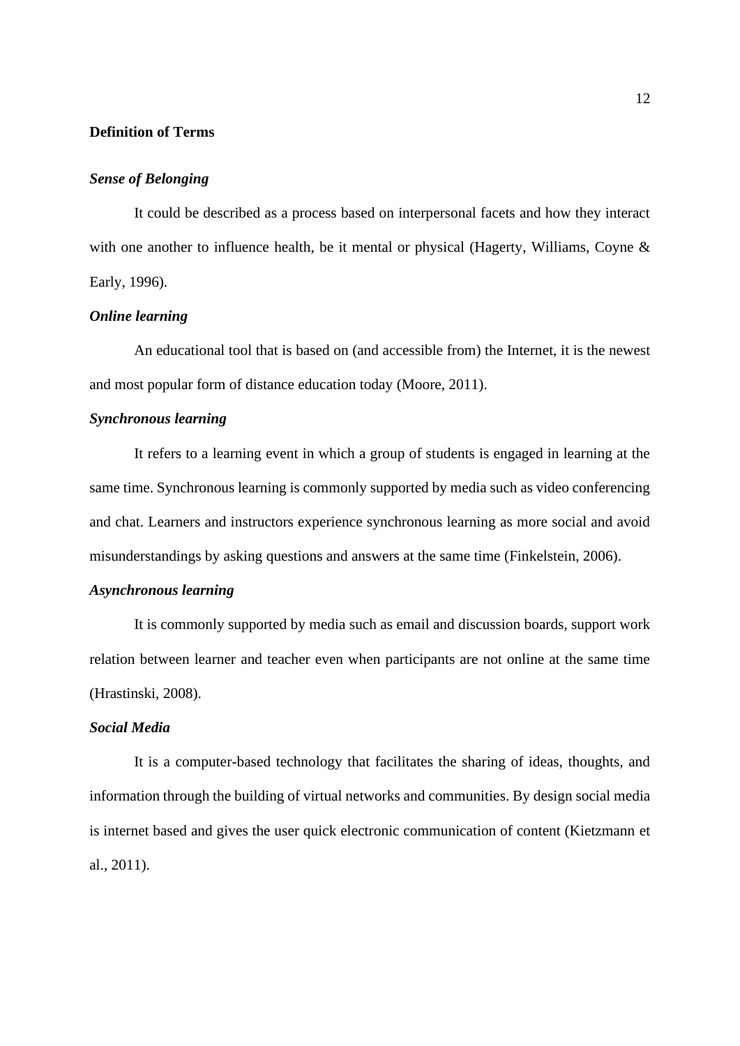## Definition of Terms

### *Sense of Belonging*

It could be described as a process based on interpersonal facets and how they interact with one another to influence health, be it mental or physical (Hagerty, Williams, Coyne & Early, 1996).

### *Online learning*

An educational tool that is based on (and accessible from) the Internet, it is the newest and most popular form of distance education today (Moore, 2011).

### *Synchronous learning*

It refers to a learning event in which a group of students is engaged in learning at the same time. Synchronous learning is commonly supported by media such as video conferencing and chat. Learners and instructors experience synchronous learning as more social and avoid misunderstandings by asking questions and answers at the same time (Finkelstein, 2006).

### *Asynchronous learning*

It is commonly supported by media such as email and discussion boards, support work relation between learner and teacher even when participants are not online at the same time (Hrastinski, 2008).

### *Social Media*

It is a computer-based technology that facilitates the sharing of ideas, thoughts, and information through the building of virtual networks and communities. By design social media is internet based and gives the user quick electronic communication of content (Kietzmann et al., 2011).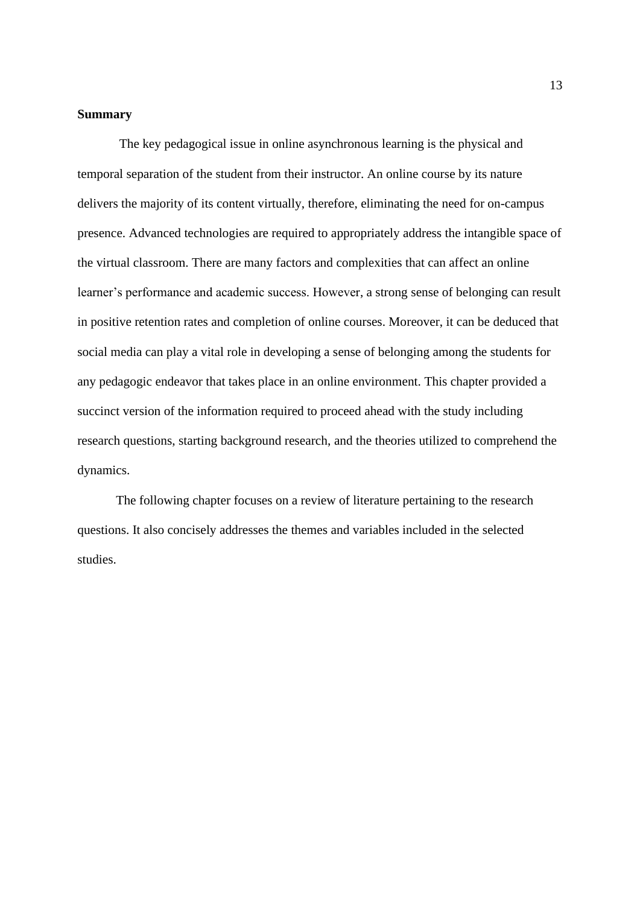**Summary**

The key pedagogical issue in online asynchronous learning is the physical and temporal separation of the student from their instructor. An online course by its nature delivers the majority of its content virtually, therefore, eliminating the need for on-campus presence. Advanced technologies are required to appropriately address the intangible space of the virtual classroom. There are many factors and complexities that can affect an online learner's performance and academic success. However, a strong sense of belonging can result in positive retention rates and completion of online courses. Moreover, it can be deduced that social media can play a vital role in developing a sense of belonging among the students for any pedagogic endeavor that takes place in an online environment. This chapter provided a succinct version of the information required to proceed ahead with the study including research questions, starting background research, and the theories utilized to comprehend the dynamics.

The following chapter focuses on a review of literature pertaining to the research questions. It also concisely addresses the themes and variables included in the selected studies.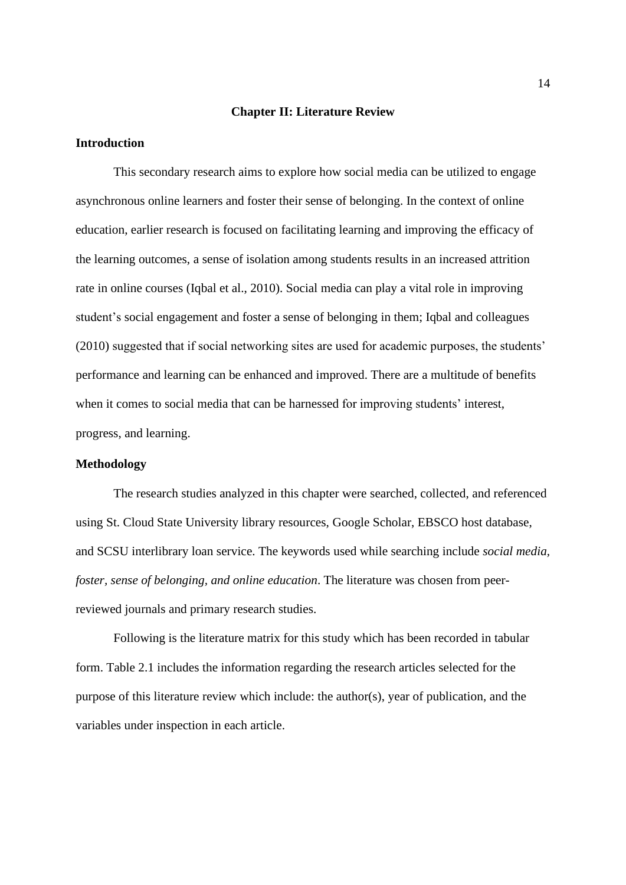# Chapter II: Literature Review

## Introduction

This secondary research aims to explore how social media can be utilized to engage asynchronous online learners and foster their sense of belonging. In the context of online education, earlier research is focused on facilitating learning and improving the efficacy of the learning outcomes, a sense of isolation among students results in an increased attrition rate in online courses (Iqbal et al., 2010). Social media can play a vital role in improving student's social engagement and foster a sense of belonging in them; Iqbal and colleagues (2010) suggested that if social networking sites are used for academic purposes, the students' performance and learning can be enhanced and improved. There are a multitude of benefits when it comes to social media that can be harnessed for improving students' interest, progress, and learning.

## Methodology

The research studies analyzed in this chapter were searched, collected, and referenced using St. Cloud State University library resources, Google Scholar, EBSCO host database, and SCSU interlibrary loan service. The keywords used while searching include *social media, foster, sense of belonging, and online education*. The literature was chosen from peer-reviewed journals and primary research studies.

Following is the literature matrix for this study which has been recorded in tabular form. Table 2.1 includes the information regarding the research articles selected for the purpose of this literature review which include: the author(s), year of publication, and the variables under inspection in each article.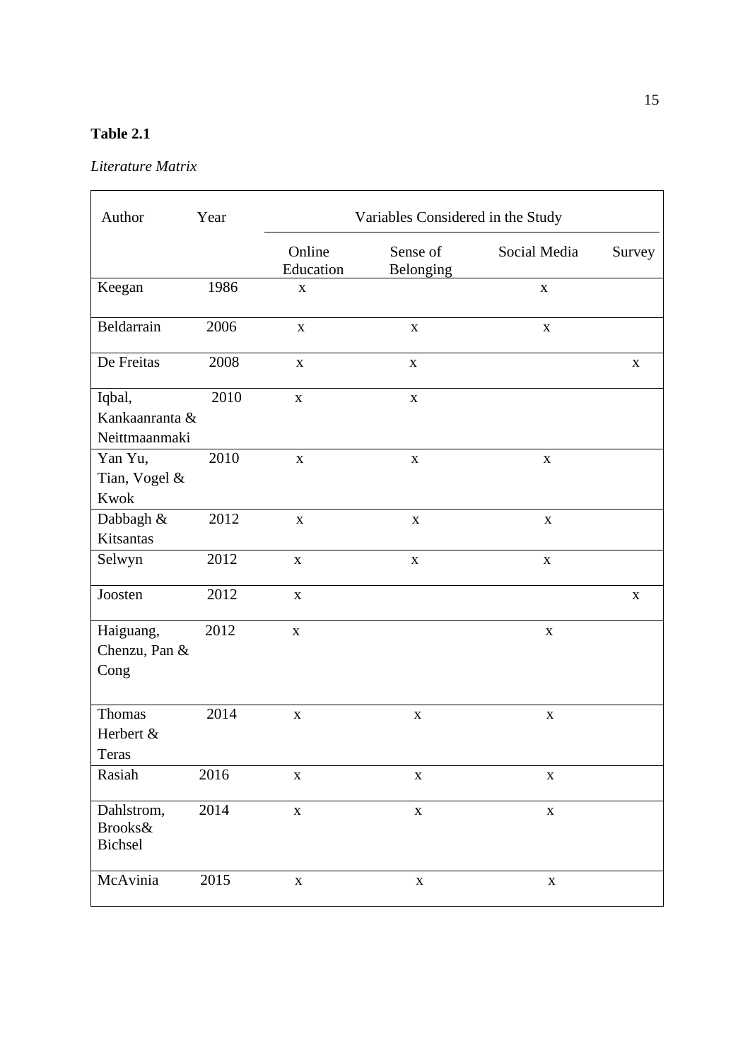**Table 2.1**

*Literature Matrix*

| Author | Year | Variables Considered in the Study | | | |
|---|---|---|---|---|---|
| | | Online Education | Sense of Belonging | Social Media | Survey |
| Keegan | 1986 | x | | x | |
| Beldarrain | 2006 | x | x | x | |
| De Freitas | 2008 | x | x | | x |
| Iqbal, Kankaanranta & Neittmaanmaki | 2010 | x | x | | |
| Yan Yu, Tian, Vogel & Kwok | 2010 | x | x | x | |
| Dabbagh & Kitsantas | 2012 | x | x | x | |
| Selwyn | 2012 | x | x | x | |
| Joosten | 2012 | x | | | x |
| Haiguang, Chenzu, Pan & Cong | 2012 | x | | x | |
| Thomas Herbert & Teras | 2014 | x | x | x | |
| Rasiah | 2016 | x | x | x | |
| Dahlstrom, Brooks& Bichsel | 2014 | x | x | x | |
| McAvinia | 2015 | x | x | x | |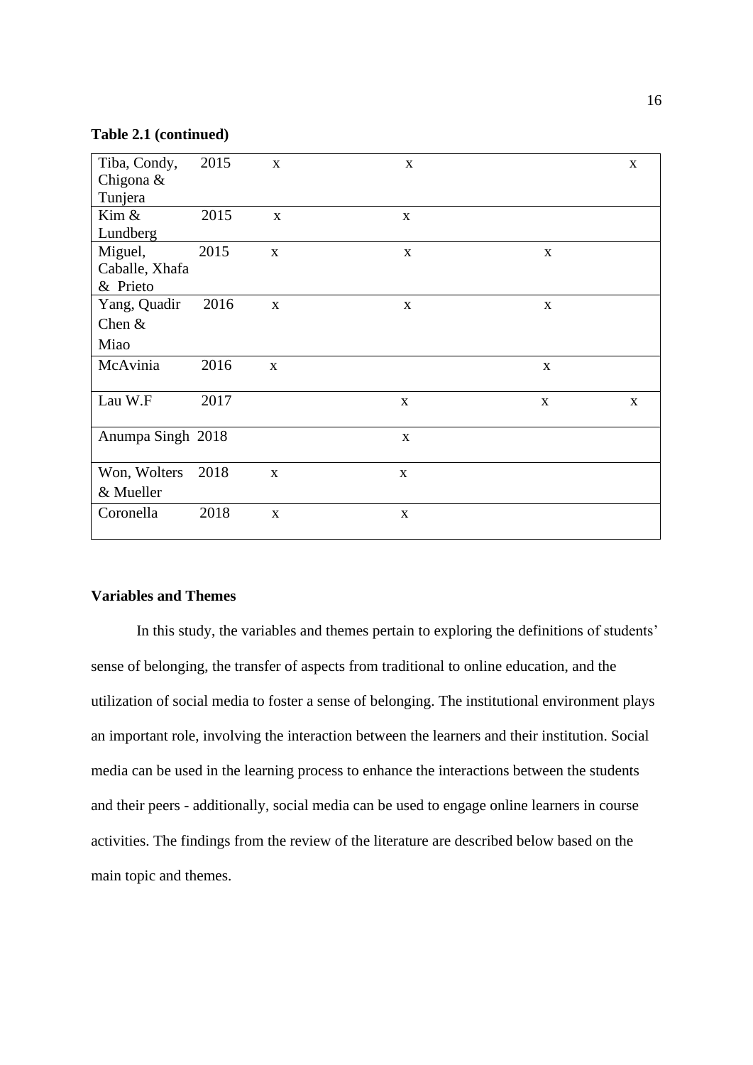**Table 2.1 (continued)**

| | | | | | |
|---|---|---|---|---|---|
| Tiba, Condy, Chigona & Tunjera | 2015 | x | x | | x |
| Kim & Lundberg | 2015 | x | x | | |
| Miguel, Caballe, Xhafa & Prieto | 2015 | x | x | x | |
| Yang, Quadir Chen & Miao | 2016 | x | x | x | |
| McAvinia | 2016 | x | | x | |
| Lau W.F | 2017 | | x | x | x |
| Anumpa Singh | 2018 | | x | | |
| Won, Wolters & Mueller | 2018 | x | x | | |
| Coronella | 2018 | x | x | | |

**Variables and Themes**

In this study, the variables and themes pertain to exploring the definitions of students' sense of belonging, the transfer of aspects from traditional to online education, and the utilization of social media to foster a sense of belonging. The institutional environment plays an important role, involving the interaction between the learners and their institution. Social media can be used in the learning process to enhance the interactions between the students and their peers - additionally, social media can be used to engage online learners in course activities. The findings from the review of the literature are described below based on the main topic and themes.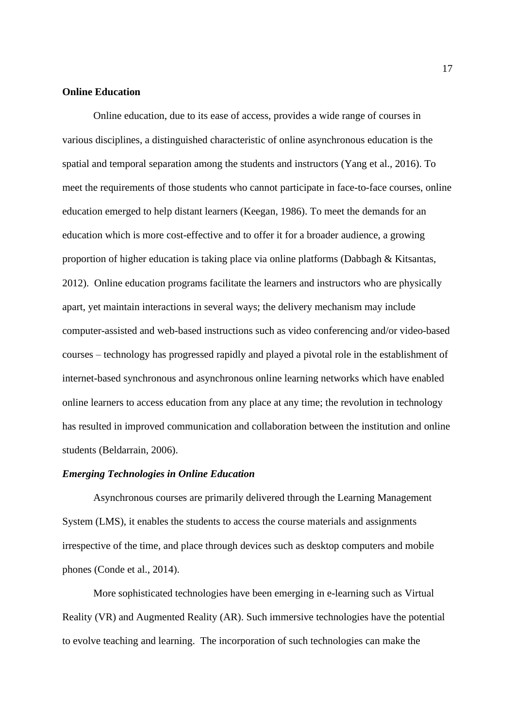**Online Education**

Online education, due to its ease of access, provides a wide range of courses in various disciplines, a distinguished characteristic of online asynchronous education is the spatial and temporal separation among the students and instructors (Yang et al., 2016). To meet the requirements of those students who cannot participate in face-to-face courses, online education emerged to help distant learners (Keegan, 1986). To meet the demands for an education which is more cost-effective and to offer it for a broader audience, a growing proportion of higher education is taking place via online platforms (Dabbagh & Kitsantas, 2012). Online education programs facilitate the learners and instructors who are physically apart, yet maintain interactions in several ways; the delivery mechanism may include computer-assisted and web-based instructions such as video conferencing and/or video-based courses – technology has progressed rapidly and played a pivotal role in the establishment of internet-based synchronous and asynchronous online learning networks which have enabled online learners to access education from any place at any time; the revolution in technology has resulted in improved communication and collaboration between the institution and online students (Beldarrain, 2006).

***Emerging Technologies in Online Education***

Asynchronous courses are primarily delivered through the Learning Management System (LMS), it enables the students to access the course materials and assignments irrespective of the time, and place through devices such as desktop computers and mobile phones (Conde et al., 2014).

More sophisticated technologies have been emerging in e-learning such as Virtual Reality (VR) and Augmented Reality (AR). Such immersive technologies have the potential to evolve teaching and learning. The incorporation of such technologies can make the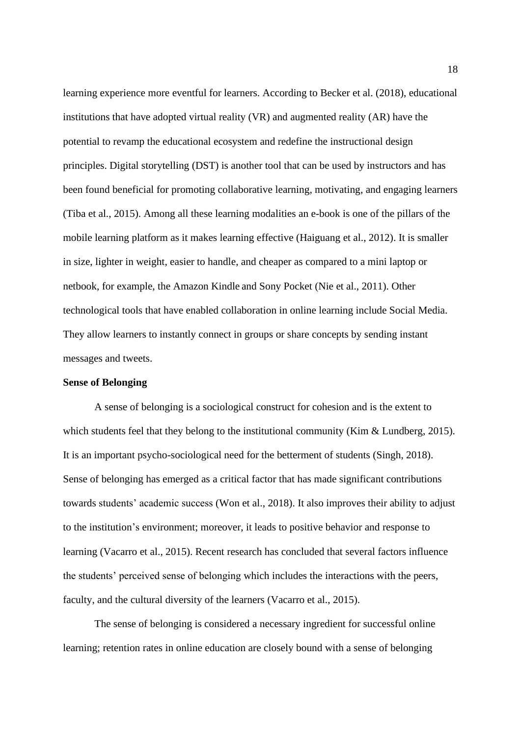learning experience more eventful for learners. According to Becker et al. (2018), educational institutions that have adopted virtual reality (VR) and augmented reality (AR) have the potential to revamp the educational ecosystem and redefine the instructional design principles. Digital storytelling (DST) is another tool that can be used by instructors and has been found beneficial for promoting collaborative learning, motivating, and engaging learners (Tiba et al., 2015). Among all these learning modalities an e-book is one of the pillars of the mobile learning platform as it makes learning effective (Haiguang et al., 2012). It is smaller in size, lighter in weight, easier to handle, and cheaper as compared to a mini laptop or netbook, for example, the Amazon Kindle and Sony Pocket (Nie et al., 2011). Other technological tools that have enabled collaboration in online learning include Social Media. They allow learners to instantly connect in groups or share concepts by sending instant messages and tweets.

**Sense of Belonging**

A sense of belonging is a sociological construct for cohesion and is the extent to which students feel that they belong to the institutional community (Kim & Lundberg, 2015). It is an important psycho-sociological need for the betterment of students (Singh, 2018). Sense of belonging has emerged as a critical factor that has made significant contributions towards students' academic success (Won et al., 2018). It also improves their ability to adjust to the institution's environment; moreover, it leads to positive behavior and response to learning (Vacarro et al., 2015). Recent research has concluded that several factors influence the students' perceived sense of belonging which includes the interactions with the peers, faculty, and the cultural diversity of the learners (Vacarro et al., 2015).

The sense of belonging is considered a necessary ingredient for successful online learning; retention rates in online education are closely bound with a sense of belonging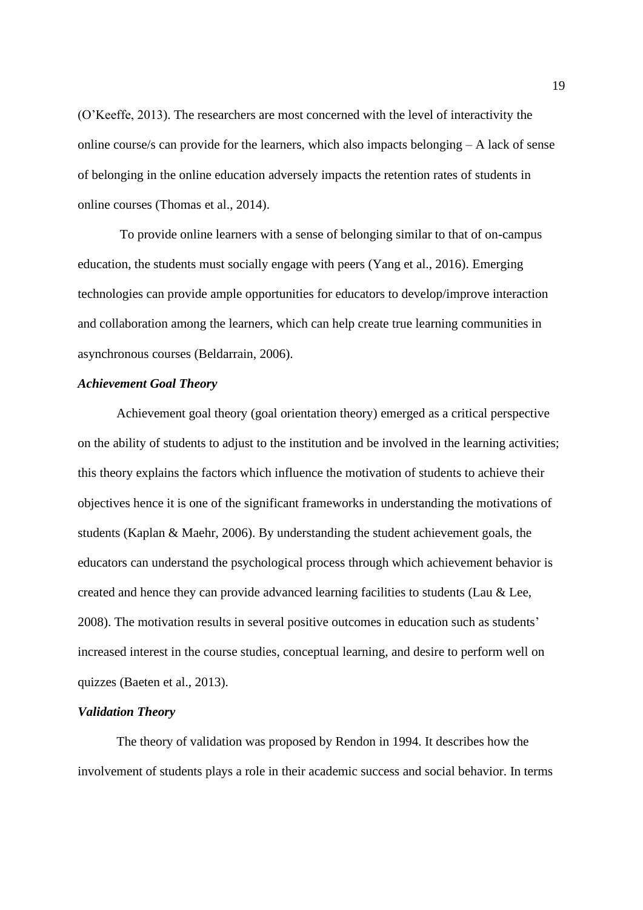(O'Keeffe, 2013). The researchers are most concerned with the level of interactivity the online course/s can provide for the learners, which also impacts belonging – A lack of sense of belonging in the online education adversely impacts the retention rates of students in online courses (Thomas et al., 2014).

To provide online learners with a sense of belonging similar to that of on-campus education, the students must socially engage with peers (Yang et al., 2016). Emerging technologies can provide ample opportunities for educators to develop/improve interaction and collaboration among the learners, which can help create true learning communities in asynchronous courses (Beldarrain, 2006).

### *Achievement Goal Theory*

Achievement goal theory (goal orientation theory) emerged as a critical perspective on the ability of students to adjust to the institution and be involved in the learning activities; this theory explains the factors which influence the motivation of students to achieve their objectives hence it is one of the significant frameworks in understanding the motivations of students (Kaplan & Maehr, 2006). By understanding the student achievement goals, the educators can understand the psychological process through which achievement behavior is created and hence they can provide advanced learning facilities to students (Lau & Lee, 2008). The motivation results in several positive outcomes in education such as students' increased interest in the course studies, conceptual learning, and desire to perform well on quizzes (Baeten et al., 2013).

### *Validation Theory*

The theory of validation was proposed by Rendon in 1994. It describes how the involvement of students plays a role in their academic success and social behavior. In terms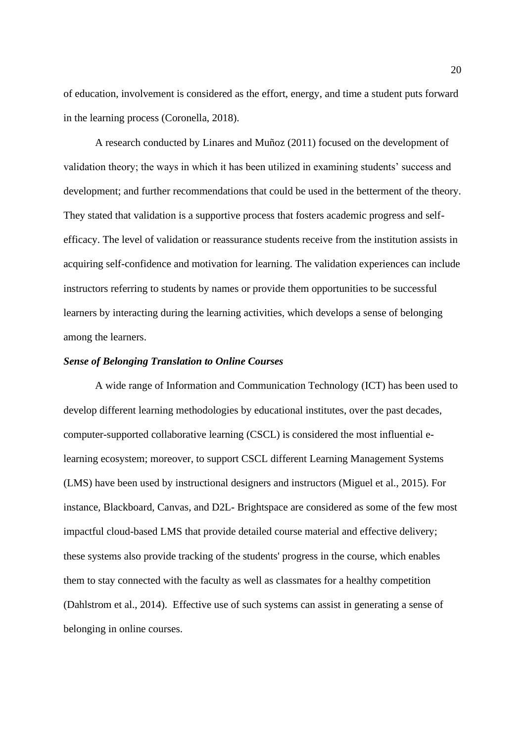of education, involvement is considered as the effort, energy, and time a student puts forward in the learning process (Coronella, 2018).

A research conducted by Linares and Muñoz (2011) focused on the development of validation theory; the ways in which it has been utilized in examining students' success and development; and further recommendations that could be used in the betterment of the theory. They stated that validation is a supportive process that fosters academic progress and self-efficacy. The level of validation or reassurance students receive from the institution assists in acquiring self-confidence and motivation for learning. The validation experiences can include instructors referring to students by names or provide them opportunities to be successful learners by interacting during the learning activities, which develops a sense of belonging among the learners.

***Sense of Belonging Translation to Online Courses***

A wide range of Information and Communication Technology (ICT) has been used to develop different learning methodologies by educational institutes, over the past decades, computer-supported collaborative learning (CSCL) is considered the most influential e-learning ecosystem; moreover, to support CSCL different Learning Management Systems (LMS) have been used by instructional designers and instructors (Miguel et al., 2015). For instance, Blackboard, Canvas, and D2L- Brightspace are considered as some of the few most impactful cloud-based LMS that provide detailed course material and effective delivery; these systems also provide tracking of the students' progress in the course, which enables them to stay connected with the faculty as well as classmates for a healthy competition (Dahlstrom et al., 2014). Effective use of such systems can assist in generating a sense of belonging in online courses.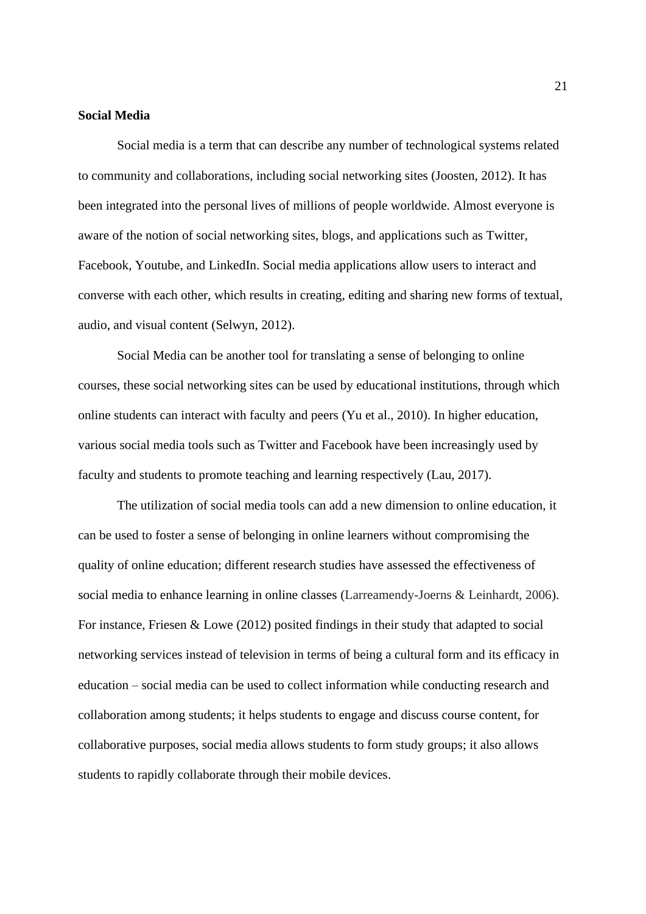**Social Media**

Social media is a term that can describe any number of technological systems related to community and collaborations, including social networking sites (Joosten, 2012). It has been integrated into the personal lives of millions of people worldwide. Almost everyone is aware of the notion of social networking sites, blogs, and applications such as Twitter, Facebook, Youtube, and LinkedIn. Social media applications allow users to interact and converse with each other, which results in creating, editing and sharing new forms of textual, audio, and visual content (Selwyn, 2012).

Social Media can be another tool for translating a sense of belonging to online courses, these social networking sites can be used by educational institutions, through which online students can interact with faculty and peers (Yu et al., 2010). In higher education, various social media tools such as Twitter and Facebook have been increasingly used by faculty and students to promote teaching and learning respectively (Lau, 2017).

The utilization of social media tools can add a new dimension to online education, it can be used to foster a sense of belonging in online learners without compromising the quality of online education; different research studies have assessed the effectiveness of social media to enhance learning in online classes (Larreamendy-Joerns & Leinhardt, 2006). For instance, Friesen & Lowe (2012) posited findings in their study that adapted to social networking services instead of television in terms of being a cultural form and its efficacy in education – social media can be used to collect information while conducting research and collaboration among students; it helps students to engage and discuss course content, for collaborative purposes, social media allows students to form study groups; it also allows students to rapidly collaborate through their mobile devices.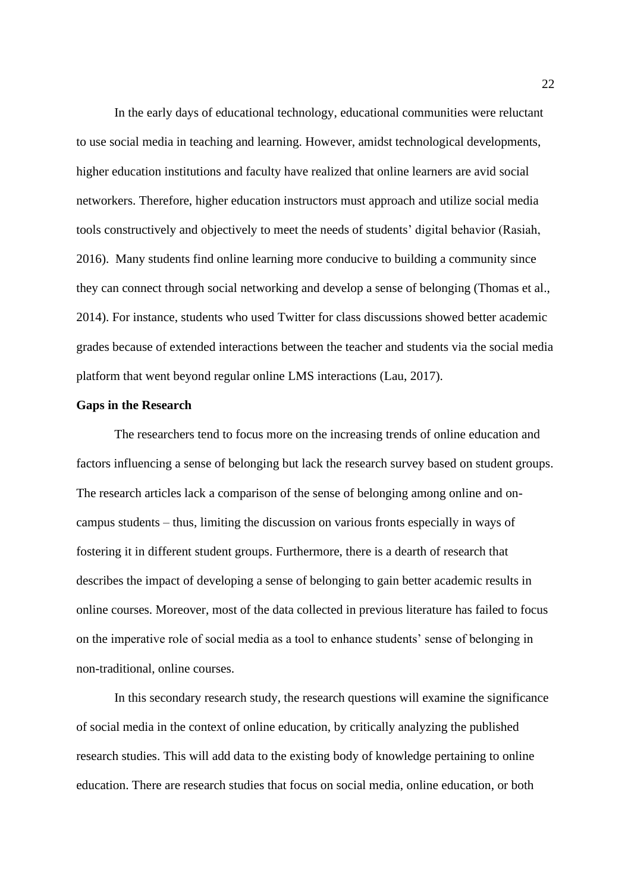In the early days of educational technology, educational communities were reluctant to use social media in teaching and learning. However, amidst technological developments, higher education institutions and faculty have realized that online learners are avid social networkers. Therefore, higher education instructors must approach and utilize social media tools constructively and objectively to meet the needs of students' digital behavior (Rasiah, 2016). Many students find online learning more conducive to building a community since they can connect through social networking and develop a sense of belonging (Thomas et al., 2014). For instance, students who used Twitter for class discussions showed better academic grades because of extended interactions between the teacher and students via the social media platform that went beyond regular online LMS interactions (Lau, 2017).

**Gaps in the Research**

The researchers tend to focus more on the increasing trends of online education and factors influencing a sense of belonging but lack the research survey based on student groups. The research articles lack a comparison of the sense of belonging among online and on-campus students – thus, limiting the discussion on various fronts especially in ways of fostering it in different student groups. Furthermore, there is a dearth of research that describes the impact of developing a sense of belonging to gain better academic results in online courses. Moreover, most of the data collected in previous literature has failed to focus on the imperative role of social media as a tool to enhance students' sense of belonging in non-traditional, online courses.

In this secondary research study, the research questions will examine the significance of social media in the context of online education, by critically analyzing the published research studies. This will add data to the existing body of knowledge pertaining to online education. There are research studies that focus on social media, online education, or both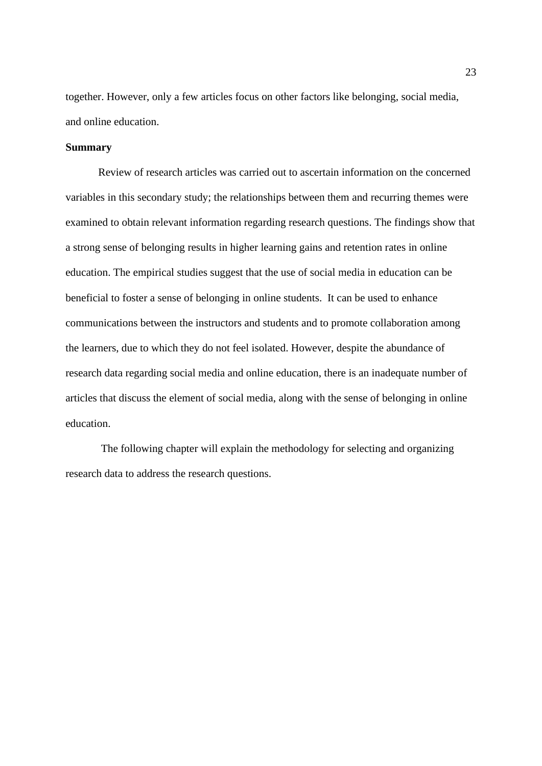together. However, only a few articles focus on other factors like belonging, social media, and online education.

**Summary**

Review of research articles was carried out to ascertain information on the concerned variables in this secondary study; the relationships between them and recurring themes were examined to obtain relevant information regarding research questions. The findings show that a strong sense of belonging results in higher learning gains and retention rates in online education. The empirical studies suggest that the use of social media in education can be beneficial to foster a sense of belonging in online students. It can be used to enhance communications between the instructors and students and to promote collaboration among the learners, due to which they do not feel isolated. However, despite the abundance of research data regarding social media and online education, there is an inadequate number of articles that discuss the element of social media, along with the sense of belonging in online education.

The following chapter will explain the methodology for selecting and organizing research data to address the research questions.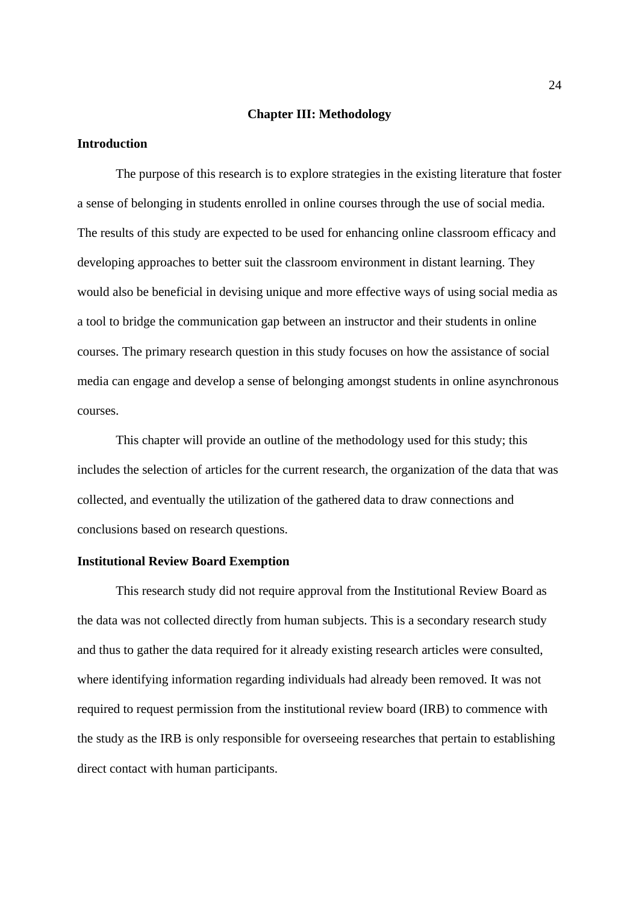# Chapter III: Methodology

## Introduction

The purpose of this research is to explore strategies in the existing literature that foster a sense of belonging in students enrolled in online courses through the use of social media. The results of this study are expected to be used for enhancing online classroom efficacy and developing approaches to better suit the classroom environment in distant learning. They would also be beneficial in devising unique and more effective ways of using social media as a tool to bridge the communication gap between an instructor and their students in online courses. The primary research question in this study focuses on how the assistance of social media can engage and develop a sense of belonging amongst students in online asynchronous courses.

This chapter will provide an outline of the methodology used for this study; this includes the selection of articles for the current research, the organization of the data that was collected, and eventually the utilization of the gathered data to draw connections and conclusions based on research questions.

## Institutional Review Board Exemption

This research study did not require approval from the Institutional Review Board as the data was not collected directly from human subjects. This is a secondary research study and thus to gather the data required for it already existing research articles were consulted, where identifying information regarding individuals had already been removed. It was not required to request permission from the institutional review board (IRB) to commence with the study as the IRB is only responsible for overseeing researches that pertain to establishing direct contact with human participants.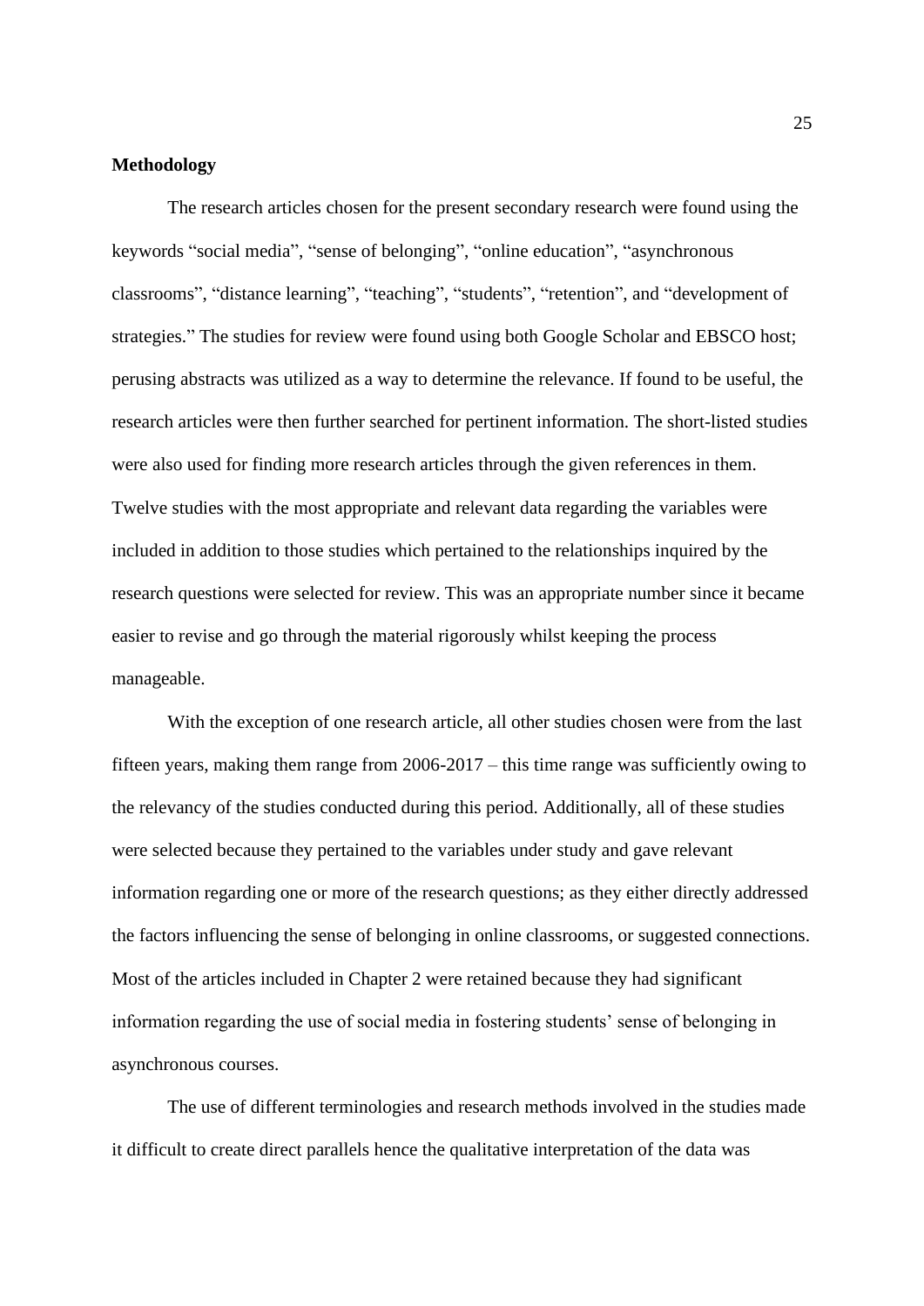**Methodology**

The research articles chosen for the present secondary research were found using the keywords "social media", "sense of belonging", "online education", "asynchronous classrooms", "distance learning", "teaching", "students", "retention", and "development of strategies." The studies for review were found using both Google Scholar and EBSCO host; perusing abstracts was utilized as a way to determine the relevance. If found to be useful, the research articles were then further searched for pertinent information. The short-listed studies were also used for finding more research articles through the given references in them. Twelve studies with the most appropriate and relevant data regarding the variables were included in addition to those studies which pertained to the relationships inquired by the research questions were selected for review. This was an appropriate number since it became easier to revise and go through the material rigorously whilst keeping the process manageable.

With the exception of one research article, all other studies chosen were from the last fifteen years, making them range from 2006-2017 – this time range was sufficiently owing to the relevancy of the studies conducted during this period. Additionally, all of these studies were selected because they pertained to the variables under study and gave relevant information regarding one or more of the research questions; as they either directly addressed the factors influencing the sense of belonging in online classrooms, or suggested connections. Most of the articles included in Chapter 2 were retained because they had significant information regarding the use of social media in fostering students' sense of belonging in asynchronous courses.

The use of different terminologies and research methods involved in the studies made it difficult to create direct parallels hence the qualitative interpretation of the data was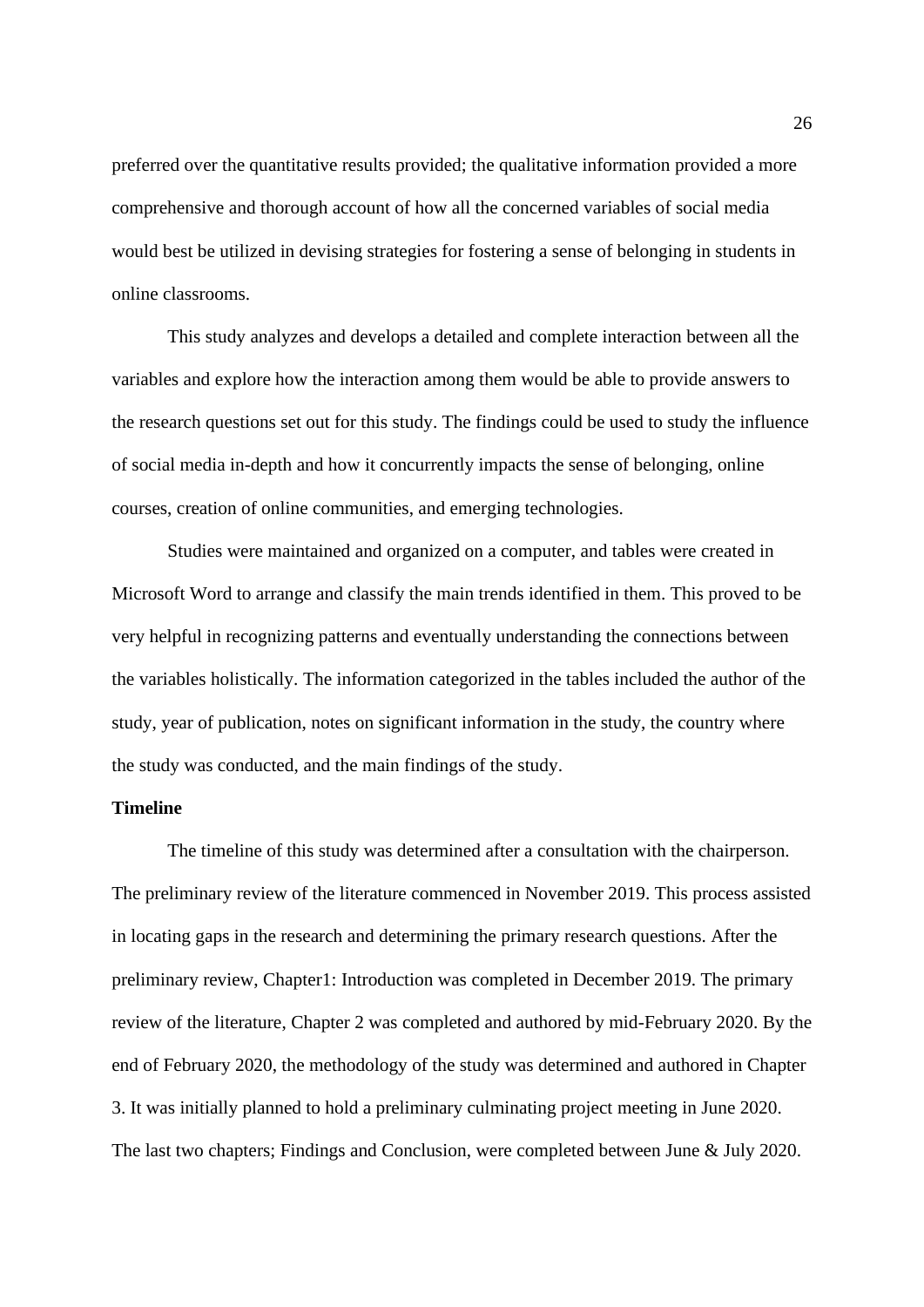preferred over the quantitative results provided; the qualitative information provided a more comprehensive and thorough account of how all the concerned variables of social media would best be utilized in devising strategies for fostering a sense of belonging in students in online classrooms.

This study analyzes and develops a detailed and complete interaction between all the variables and explore how the interaction among them would be able to provide answers to the research questions set out for this study. The findings could be used to study the influence of social media in-depth and how it concurrently impacts the sense of belonging, online courses, creation of online communities, and emerging technologies.

Studies were maintained and organized on a computer, and tables were created in Microsoft Word to arrange and classify the main trends identified in them. This proved to be very helpful in recognizing patterns and eventually understanding the connections between the variables holistically. The information categorized in the tables included the author of the study, year of publication, notes on significant information in the study, the country where the study was conducted, and the main findings of the study.

**Timeline**

The timeline of this study was determined after a consultation with the chairperson. The preliminary review of the literature commenced in November 2019. This process assisted in locating gaps in the research and determining the primary research questions. After the preliminary review, Chapter1: Introduction was completed in December 2019. The primary review of the literature, Chapter 2 was completed and authored by mid-February 2020. By the end of February 2020, the methodology of the study was determined and authored in Chapter 3. It was initially planned to hold a preliminary culminating project meeting in June 2020. The last two chapters; Findings and Conclusion, were completed between June & July 2020.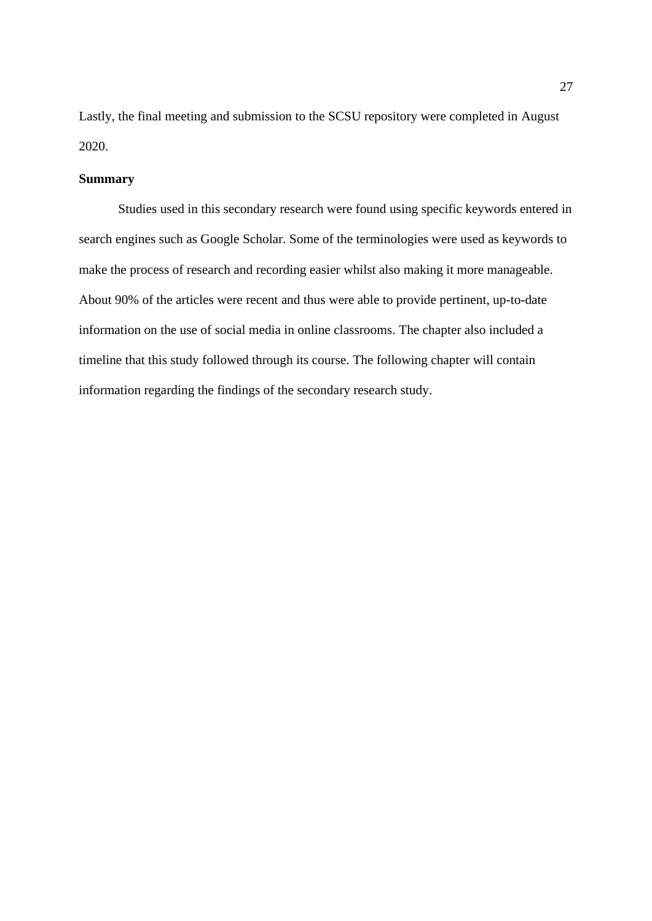Lastly, the final meeting and submission to the SCSU repository were completed in August 2020.

**Summary**

Studies used in this secondary research were found using specific keywords entered in search engines such as Google Scholar. Some of the terminologies were used as keywords to make the process of research and recording easier whilst also making it more manageable. About 90% of the articles were recent and thus were able to provide pertinent, up-to-date information on the use of social media in online classrooms. The chapter also included a timeline that this study followed through its course. The following chapter will contain information regarding the findings of the secondary research study.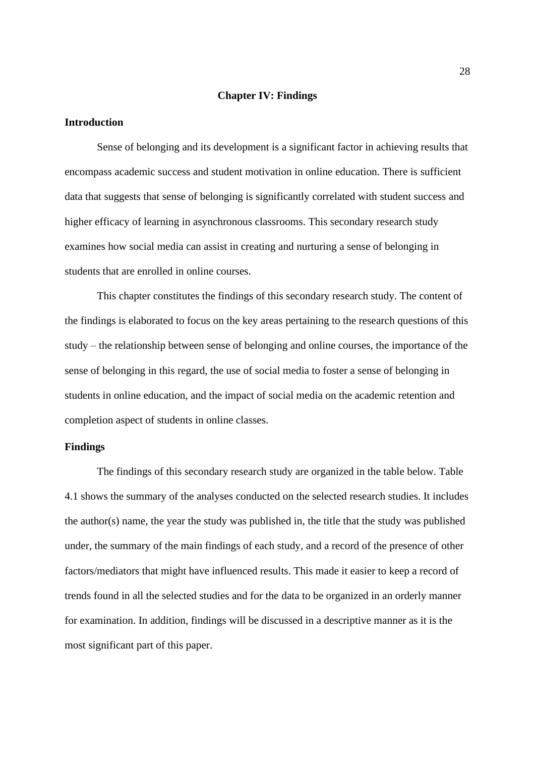# Chapter IV: Findings

## Introduction

Sense of belonging and its development is a significant factor in achieving results that encompass academic success and student motivation in online education. There is sufficient data that suggests that sense of belonging is significantly correlated with student success and higher efficacy of learning in asynchronous classrooms. This secondary research study examines how social media can assist in creating and nurturing a sense of belonging in students that are enrolled in online courses.

This chapter constitutes the findings of this secondary research study. The content of the findings is elaborated to focus on the key areas pertaining to the research questions of this study – the relationship between sense of belonging and online courses, the importance of the sense of belonging in this regard, the use of social media to foster a sense of belonging in students in online education, and the impact of social media on the academic retention and completion aspect of students in online classes.

## Findings

The findings of this secondary research study are organized in the table below. Table 4.1 shows the summary of the analyses conducted on the selected research studies. It includes the author(s) name, the year the study was published in, the title that the study was published under, the summary of the main findings of each study, and a record of the presence of other factors/mediators that might have influenced results. This made it easier to keep a record of trends found in all the selected studies and for the data to be organized in an orderly manner for examination. In addition, findings will be discussed in a descriptive manner as it is the most significant part of this paper.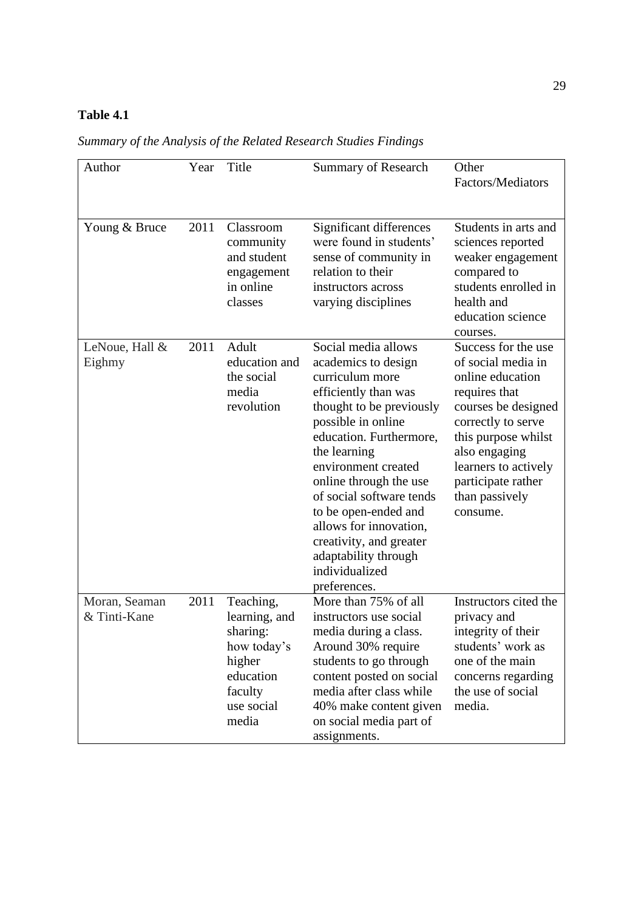**Table 4.1**

*Summary of the Analysis of the Related Research Studies Findings*

| Author | Year | Title | Summary of Research | Other Factors/Mediators |
|---|---|---|---|---|
| Young & Bruce | 2011 | Classroom community and student engagement in online classes | Significant differences were found in students' sense of community in relation to their instructors across varying disciplines | Students in arts and sciences reported weaker engagement compared to students enrolled in health and education science courses. |
| LeNoue, Hall & Eighmy | 2011 | Adult education and the social media revolution | Social media allows academics to design curriculum more efficiently than was thought to be previously possible in online education. Furthermore, the learning environment created online through the use of social software tends to be open-ended and allows for innovation, creativity, and greater adaptability through individualized preferences. | Success for the use of social media in online education requires that courses be designed correctly to serve this purpose whilst also engaging learners to actively participate rather than passively consume. |
| Moran, Seaman & Tinti-Kane | 2011 | Teaching, learning, and sharing: how today's higher education faculty use social media | More than 75% of all instructors use social media during a class. Around 30% require students to go through content posted on social media after class while 40% make content given on social media part of assignments. | Instructors cited the privacy and integrity of their students' work as one of the main concerns regarding the use of social media. |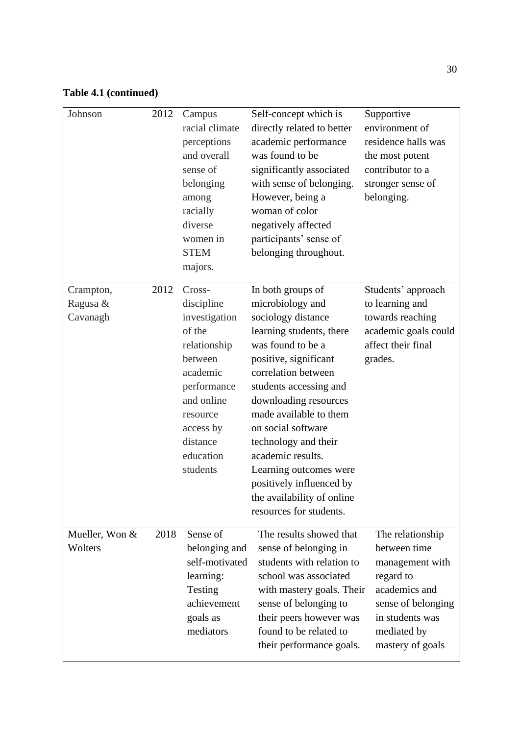**Table 4.1 (continued)**

| | | | | |
|---|---|---|---|---|
| Johnson | 2012 | Campus racial climate perceptions and overall sense of belonging among racially diverse women in STEM majors. | Self-concept which is directly related to better academic performance was found to be significantly associated with sense of belonging. However, being a woman of color negatively affected participants' sense of belonging throughout. | Supportive environment of residence halls was the most potent contributor to a stronger sense of belonging. |
| Crampton, Ragusa & Cavanagh | 2012 | Cross-discipline investigation of the relationship between academic performance and online resource access by distance education students | In both groups of microbiology and sociology distance learning students, there was found to be a positive, significant correlation between students accessing and downloading resources made available to them on social software technology and their academic results. Learning outcomes were positively influenced by the availability of online resources for students. | Students' approach to learning and towards reaching academic goals could affect their final grades. |
| Mueller, Won & Wolters | 2018 | Sense of belonging and self-motivated learning: Testing achievement goals as mediators | The results showed that sense of belonging in students with relation to school was associated with mastery goals. Their sense of belonging to their peers however was found to be related to their performance goals. | The relationship between time management with regard to academics and sense of belonging in students was mediated by mastery of goals |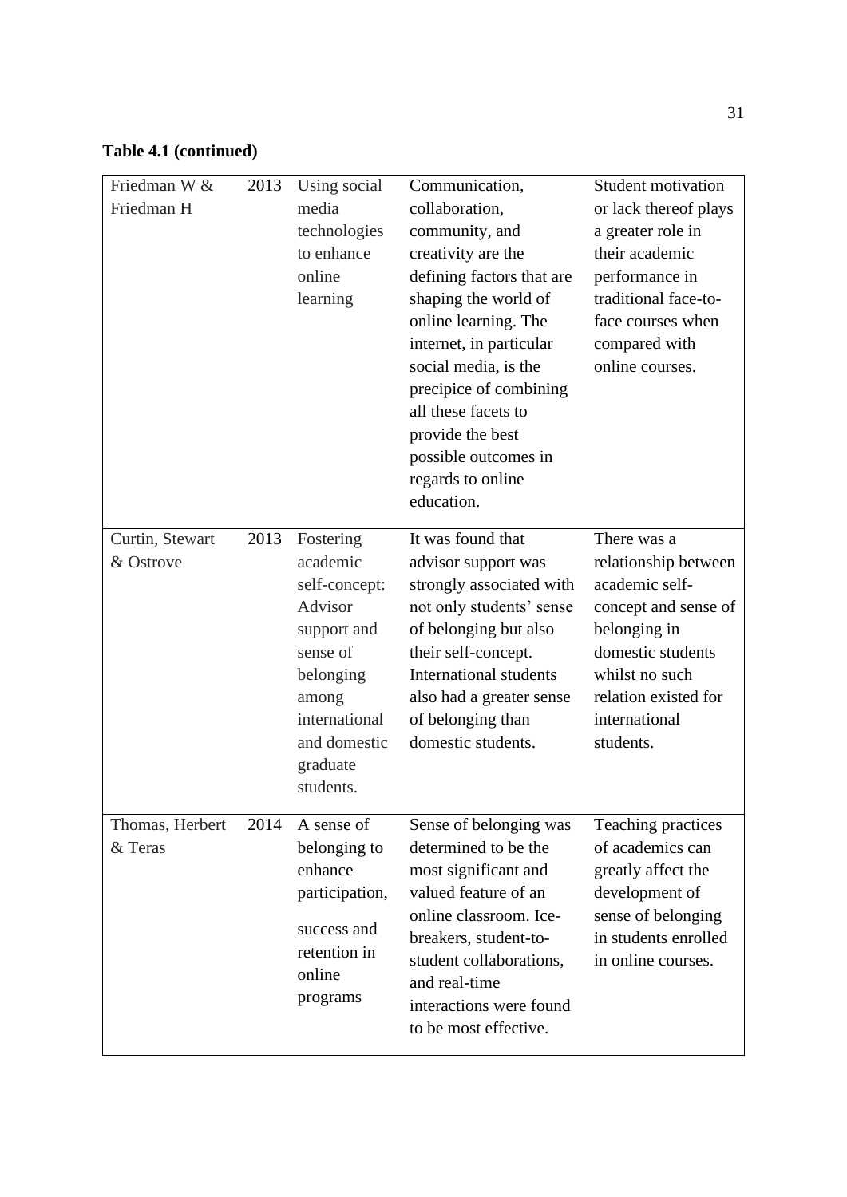**Table 4.1 (continued)**

| | | | | |
|---|---|---|---|---|
| Friedman W & Friedman H | 2013 | Using social media technologies to enhance online learning | Communication, collaboration, community, and creativity are the defining factors that are shaping the world of online learning. The internet, in particular social media, is the precipice of combining all these facets to provide the best possible outcomes in regards to online education. | Student motivation or lack thereof plays a greater role in their academic performance in traditional face-to-face courses when compared with online courses. |
| Curtin, Stewart & Ostrove | 2013 | Fostering academic self-concept: Advisor support and sense of belonging among international and domestic graduate students. | It was found that advisor support was strongly associated with not only students' sense of belonging but also their self-concept. International students also had a greater sense of belonging than domestic students. | There was a relationship between academic self-concept and sense of belonging in domestic students whilst no such relation existed for international students. |
| Thomas, Herbert & Teras | 2014 | A sense of belonging to enhance participation, success and retention in online programs | Sense of belonging was determined to be the most significant and valued feature of an online classroom. Ice-breakers, student-to-student collaborations, and real-time interactions were found to be most effective. | Teaching practices of academics can greatly affect the development of sense of belonging in students enrolled in online courses. |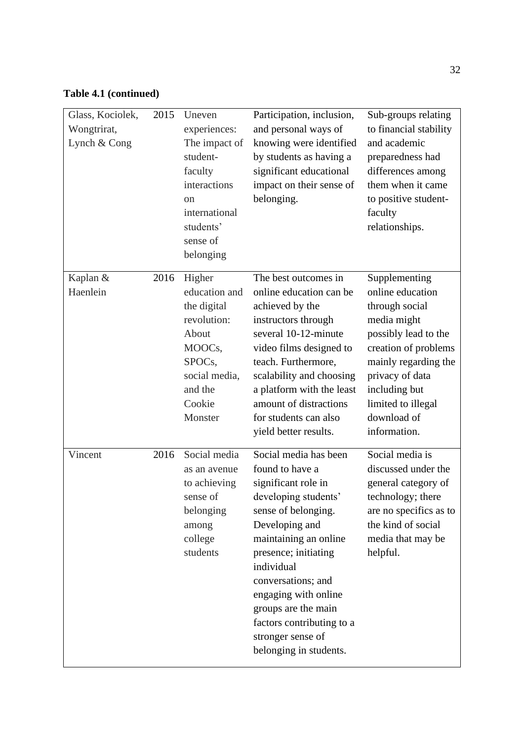**Table 4.1 (continued)**

| | | | | |
|---|---|---|---|---|
| Glass, Kociolek, Wongtrirat, Lynch & Cong | 2015 | Uneven experiences: The impact of student-faculty interactions on international students' sense of belonging | Participation, inclusion, and personal ways of knowing were identified by students as having a significant educational impact on their sense of belonging. | Sub-groups relating to financial stability and academic preparedness had differences among them when it came to positive student-faculty relationships. |
| Kaplan & Haenlein | 2016 | Higher education and the digital revolution: About MOOCs, SPOCs, social media, and the Cookie Monster | The best outcomes in online education can be achieved by the instructors through several 10-12-minute video films designed to teach. Furthermore, scalability and choosing a platform with the least amount of distractions for students can also yield better results. | Supplementing online education through social media might possibly lead to the creation of problems mainly regarding the privacy of data including but limited to illegal download of information. |
| Vincent | 2016 | Social media as an avenue to achieving sense of belonging among college students | Social media has been found to have a significant role in developing students' sense of belonging. Developing and maintaining an online presence; initiating individual conversations; and engaging with online groups are the main factors contributing to a stronger sense of belonging in students. | Social media is discussed under the general category of technology; there are no specifics as to the kind of social media that may be helpful. |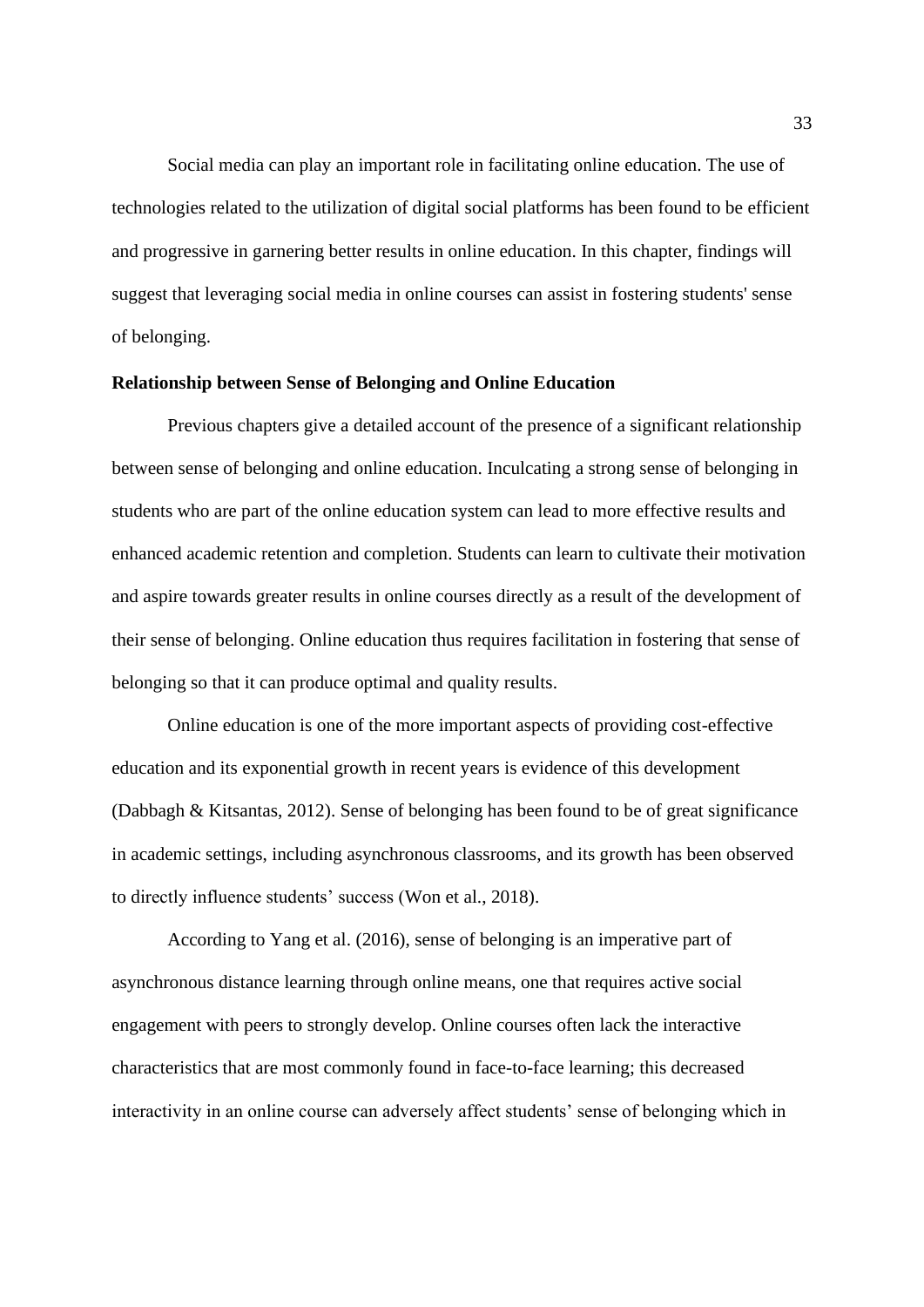Social media can play an important role in facilitating online education. The use of technologies related to the utilization of digital social platforms has been found to be efficient and progressive in garnering better results in online education. In this chapter, findings will suggest that leveraging social media in online courses can assist in fostering students' sense of belonging.

**Relationship between Sense of Belonging and Online Education**

Previous chapters give a detailed account of the presence of a significant relationship between sense of belonging and online education. Inculcating a strong sense of belonging in students who are part of the online education system can lead to more effective results and enhanced academic retention and completion. Students can learn to cultivate their motivation and aspire towards greater results in online courses directly as a result of the development of their sense of belonging. Online education thus requires facilitation in fostering that sense of belonging so that it can produce optimal and quality results.

Online education is one of the more important aspects of providing cost-effective education and its exponential growth in recent years is evidence of this development (Dabbagh & Kitsantas, 2012). Sense of belonging has been found to be of great significance in academic settings, including asynchronous classrooms, and its growth has been observed to directly influence students' success (Won et al., 2018).

According to Yang et al. (2016), sense of belonging is an imperative part of asynchronous distance learning through online means, one that requires active social engagement with peers to strongly develop. Online courses often lack the interactive characteristics that are most commonly found in face-to-face learning; this decreased interactivity in an online course can adversely affect students' sense of belonging which in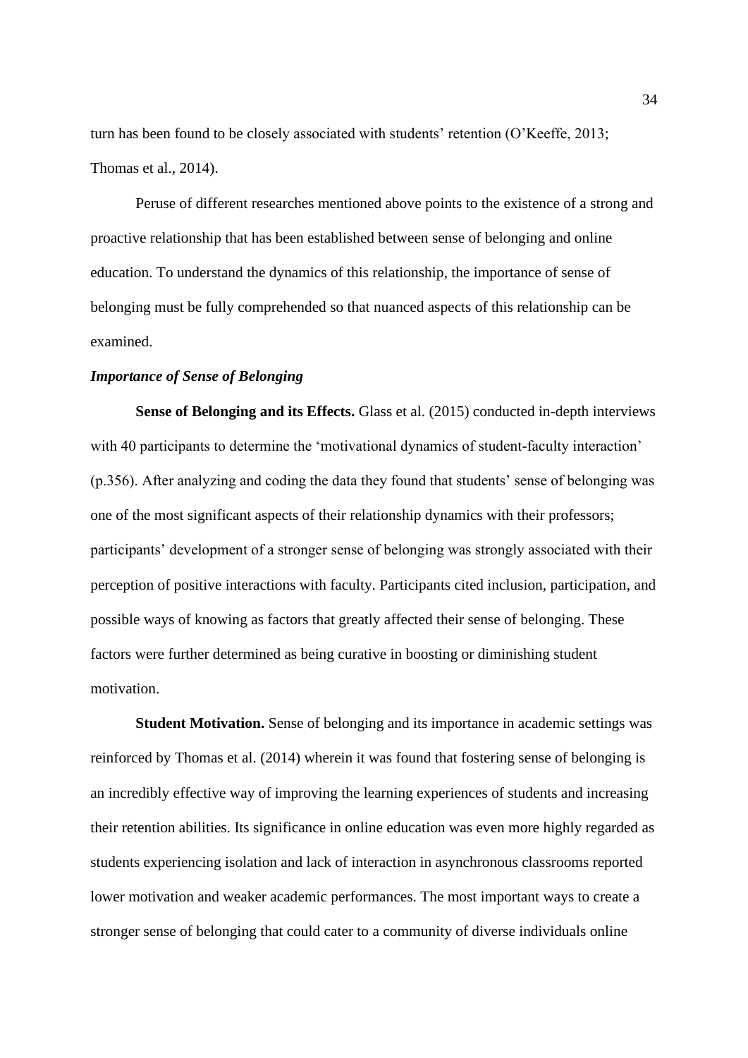turn has been found to be closely associated with students' retention (O'Keeffe, 2013; Thomas et al., 2014).

Peruse of different researches mentioned above points to the existence of a strong and proactive relationship that has been established between sense of belonging and online education. To understand the dynamics of this relationship, the importance of sense of belonging must be fully comprehended so that nuanced aspects of this relationship can be examined.

### *Importance of Sense of Belonging*

**Sense of Belonging and its Effects.** Glass et al. (2015) conducted in-depth interviews with 40 participants to determine the 'motivational dynamics of student-faculty interaction' (p.356). After analyzing and coding the data they found that students' sense of belonging was one of the most significant aspects of their relationship dynamics with their professors; participants' development of a stronger sense of belonging was strongly associated with their perception of positive interactions with faculty. Participants cited inclusion, participation, and possible ways of knowing as factors that greatly affected their sense of belonging. These factors were further determined as being curative in boosting or diminishing student motivation.

**Student Motivation.** Sense of belonging and its importance in academic settings was reinforced by Thomas et al. (2014) wherein it was found that fostering sense of belonging is an incredibly effective way of improving the learning experiences of students and increasing their retention abilities. Its significance in online education was even more highly regarded as students experiencing isolation and lack of interaction in asynchronous classrooms reported lower motivation and weaker academic performances. The most important ways to create a stronger sense of belonging that could cater to a community of diverse individuals online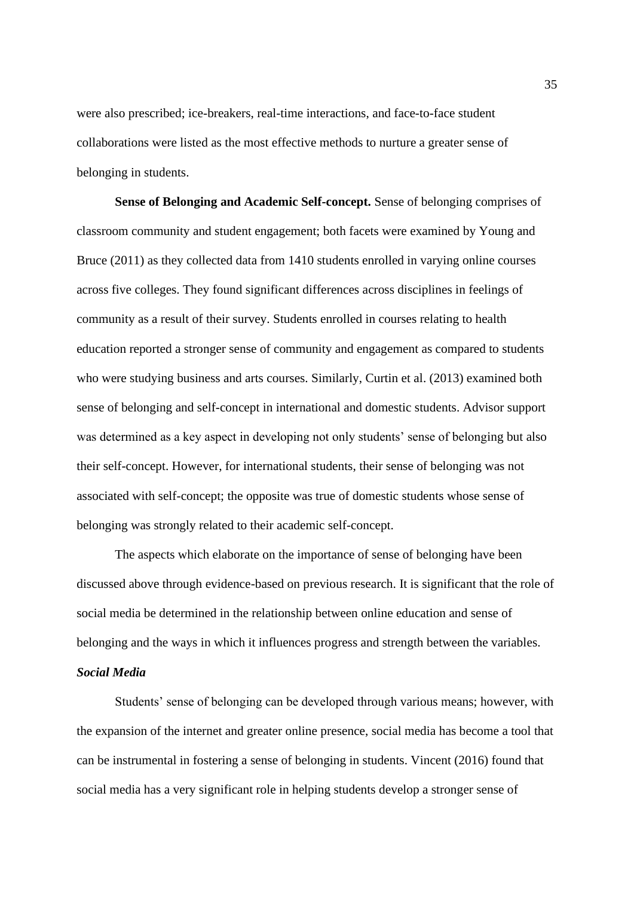were also prescribed; ice-breakers, real-time interactions, and face-to-face student collaborations were listed as the most effective methods to nurture a greater sense of belonging in students.

**Sense of Belonging and Academic Self-concept.** Sense of belonging comprises of classroom community and student engagement; both facets were examined by Young and Bruce (2011) as they collected data from 1410 students enrolled in varying online courses across five colleges. They found significant differences across disciplines in feelings of community as a result of their survey. Students enrolled in courses relating to health education reported a stronger sense of community and engagement as compared to students who were studying business and arts courses. Similarly, Curtin et al. (2013) examined both sense of belonging and self-concept in international and domestic students. Advisor support was determined as a key aspect in developing not only students' sense of belonging but also their self-concept. However, for international students, their sense of belonging was not associated with self-concept; the opposite was true of domestic students whose sense of belonging was strongly related to their academic self-concept.

The aspects which elaborate on the importance of sense of belonging have been discussed above through evidence-based on previous research. It is significant that the role of social media be determined in the relationship between online education and sense of belonging and the ways in which it influences progress and strength between the variables.

***Social Media***

Students' sense of belonging can be developed through various means; however, with the expansion of the internet and greater online presence, social media has become a tool that can be instrumental in fostering a sense of belonging in students. Vincent (2016) found that social media has a very significant role in helping students develop a stronger sense of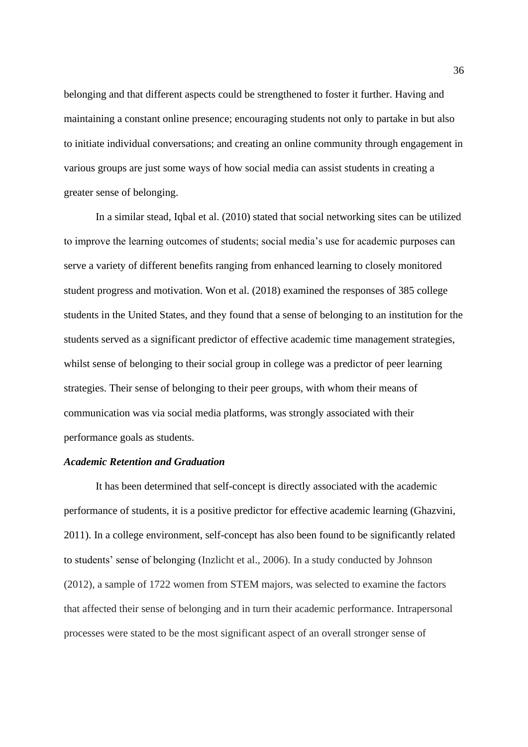belonging and that different aspects could be strengthened to foster it further. Having and maintaining a constant online presence; encouraging students not only to partake in but also to initiate individual conversations; and creating an online community through engagement in various groups are just some ways of how social media can assist students in creating a greater sense of belonging.

In a similar stead, Iqbal et al. (2010) stated that social networking sites can be utilized to improve the learning outcomes of students; social media's use for academic purposes can serve a variety of different benefits ranging from enhanced learning to closely monitored student progress and motivation. Won et al. (2018) examined the responses of 385 college students in the United States, and they found that a sense of belonging to an institution for the students served as a significant predictor of effective academic time management strategies, whilst sense of belonging to their social group in college was a predictor of peer learning strategies. Their sense of belonging to their peer groups, with whom their means of communication was via social media platforms, was strongly associated with their performance goals as students.

### *Academic Retention and Graduation*

It has been determined that self-concept is directly associated with the academic performance of students, it is a positive predictor for effective academic learning (Ghazvini, 2011). In a college environment, self-concept has also been found to be significantly related to students' sense of belonging (Inzlicht et al., 2006). In a study conducted by Johnson (2012), a sample of 1722 women from STEM majors, was selected to examine the factors that affected their sense of belonging and in turn their academic performance. Intrapersonal processes were stated to be the most significant aspect of an overall stronger sense of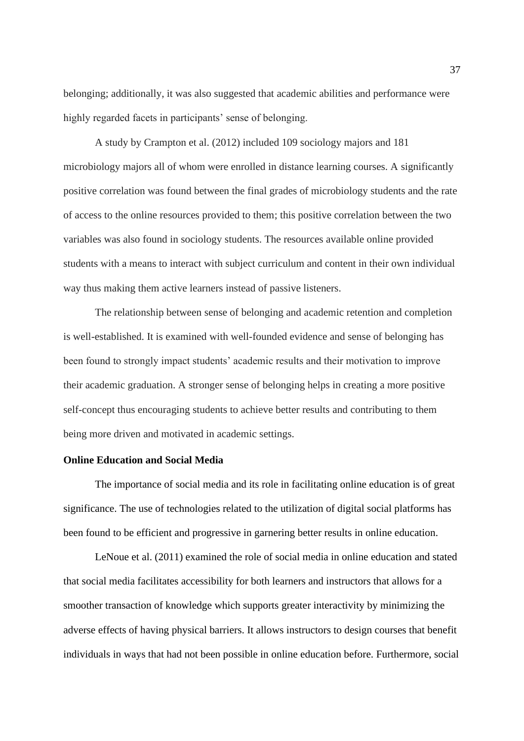belonging; additionally, it was also suggested that academic abilities and performance were highly regarded facets in participants' sense of belonging.

A study by Crampton et al. (2012) included 109 sociology majors and 181 microbiology majors all of whom were enrolled in distance learning courses. A significantly positive correlation was found between the final grades of microbiology students and the rate of access to the online resources provided to them; this positive correlation between the two variables was also found in sociology students. The resources available online provided students with a means to interact with subject curriculum and content in their own individual way thus making them active learners instead of passive listeners.

The relationship between sense of belonging and academic retention and completion is well-established. It is examined with well-founded evidence and sense of belonging has been found to strongly impact students' academic results and their motivation to improve their academic graduation. A stronger sense of belonging helps in creating a more positive self-concept thus encouraging students to achieve better results and contributing to them being more driven and motivated in academic settings.

**Online Education and Social Media**

The importance of social media and its role in facilitating online education is of great significance. The use of technologies related to the utilization of digital social platforms has been found to be efficient and progressive in garnering better results in online education.

LeNoue et al. (2011) examined the role of social media in online education and stated that social media facilitates accessibility for both learners and instructors that allows for a smoother transaction of knowledge which supports greater interactivity by minimizing the adverse effects of having physical barriers. It allows instructors to design courses that benefit individuals in ways that had not been possible in online education before. Furthermore, social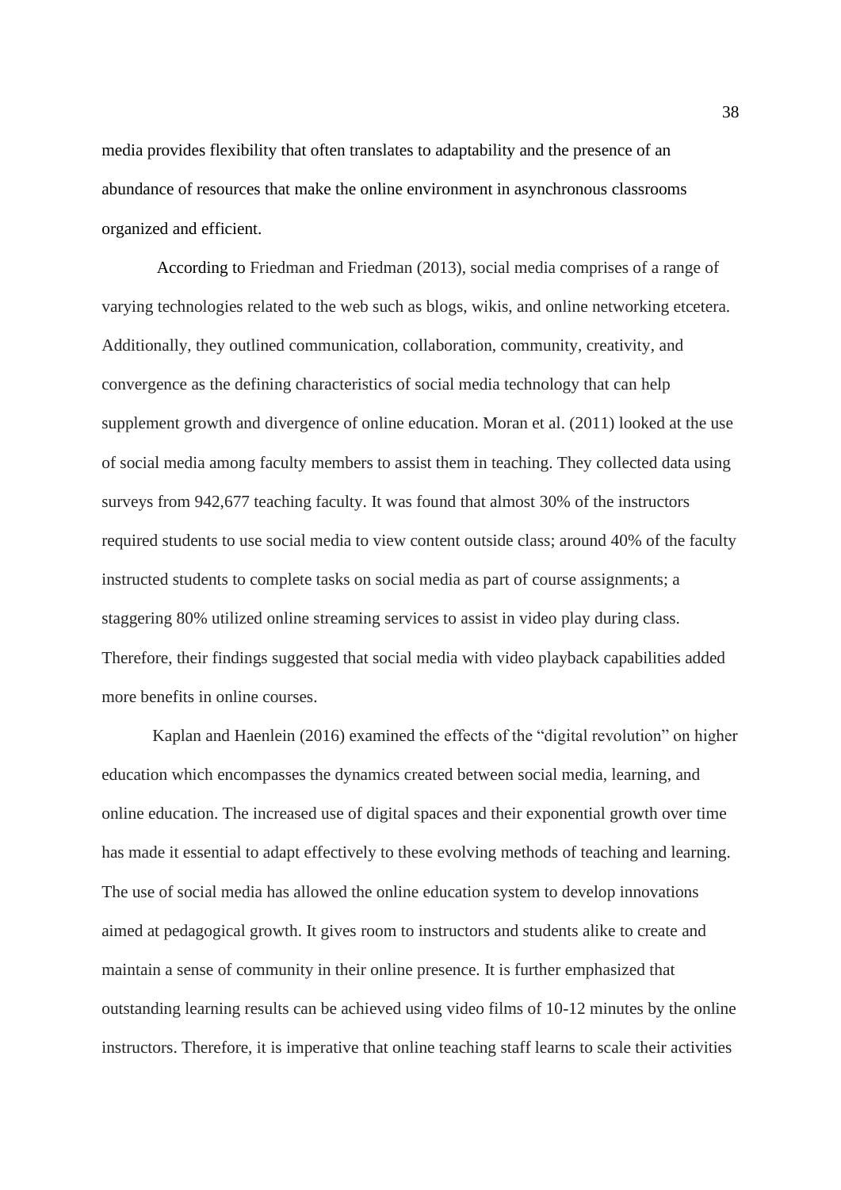media provides flexibility that often translates to adaptability and the presence of an abundance of resources that make the online environment in asynchronous classrooms organized and efficient.

According to Friedman and Friedman (2013), social media comprises of a range of varying technologies related to the web such as blogs, wikis, and online networking etcetera. Additionally, they outlined communication, collaboration, community, creativity, and convergence as the defining characteristics of social media technology that can help supplement growth and divergence of online education. Moran et al. (2011) looked at the use of social media among faculty members to assist them in teaching. They collected data using surveys from 942,677 teaching faculty. It was found that almost 30% of the instructors required students to use social media to view content outside class; around 40% of the faculty instructed students to complete tasks on social media as part of course assignments; a staggering 80% utilized online streaming services to assist in video play during class. Therefore, their findings suggested that social media with video playback capabilities added more benefits in online courses.

Kaplan and Haenlein (2016) examined the effects of the "digital revolution" on higher education which encompasses the dynamics created between social media, learning, and online education. The increased use of digital spaces and their exponential growth over time has made it essential to adapt effectively to these evolving methods of teaching and learning. The use of social media has allowed the online education system to develop innovations aimed at pedagogical growth. It gives room to instructors and students alike to create and maintain a sense of community in their online presence. It is further emphasized that outstanding learning results can be achieved using video films of 10-12 minutes by the online instructors. Therefore, it is imperative that online teaching staff learns to scale their activities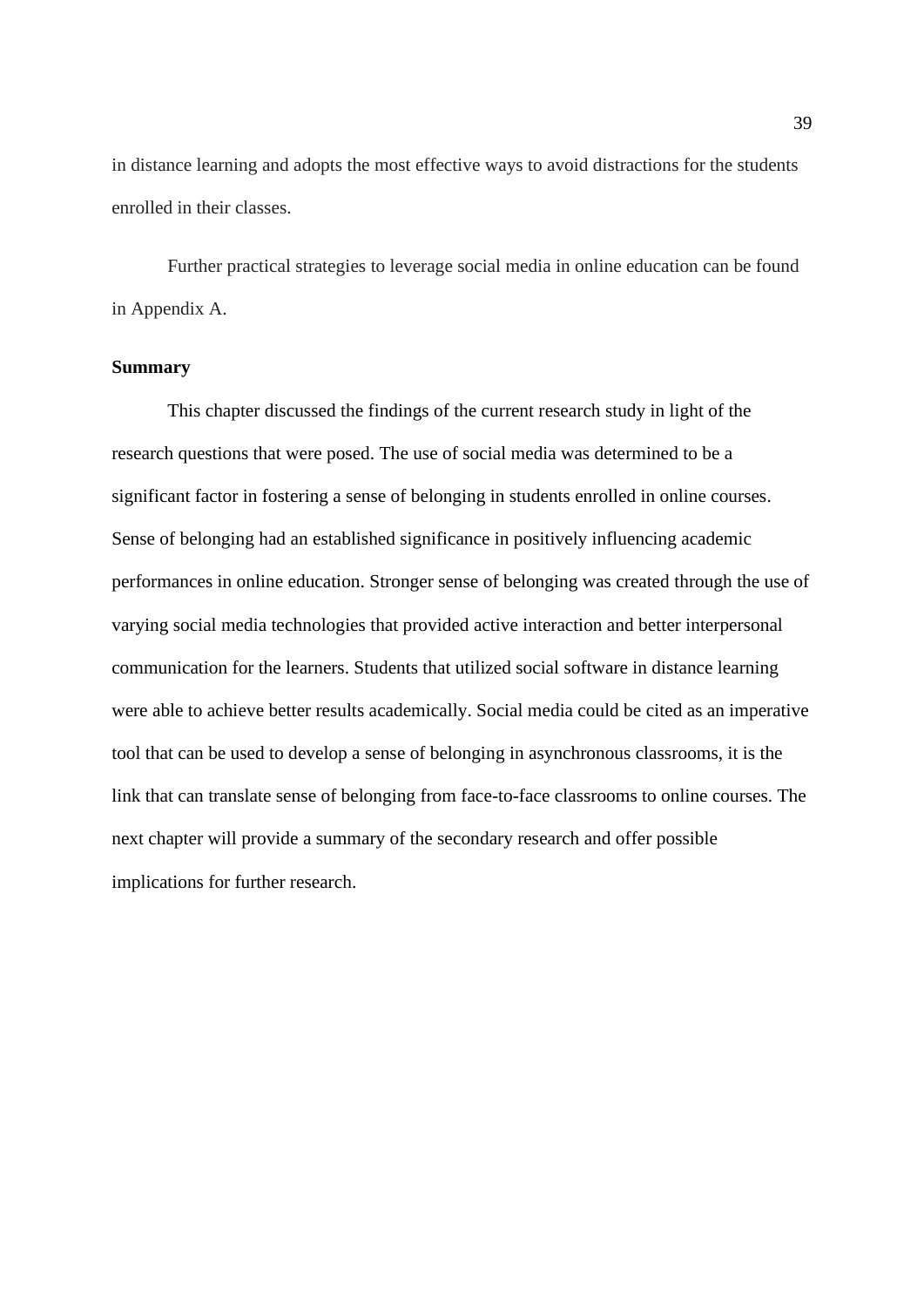in distance learning and adopts the most effective ways to avoid distractions for the students enrolled in their classes.

Further practical strategies to leverage social media in online education can be found in Appendix A.

**Summary**

This chapter discussed the findings of the current research study in light of the research questions that were posed. The use of social media was determined to be a significant factor in fostering a sense of belonging in students enrolled in online courses. Sense of belonging had an established significance in positively influencing academic performances in online education. Stronger sense of belonging was created through the use of varying social media technologies that provided active interaction and better interpersonal communication for the learners. Students that utilized social software in distance learning were able to achieve better results academically. Social media could be cited as an imperative tool that can be used to develop a sense of belonging in asynchronous classrooms, it is the link that can translate sense of belonging from face-to-face classrooms to online courses. The next chapter will provide a summary of the secondary research and offer possible implications for further research.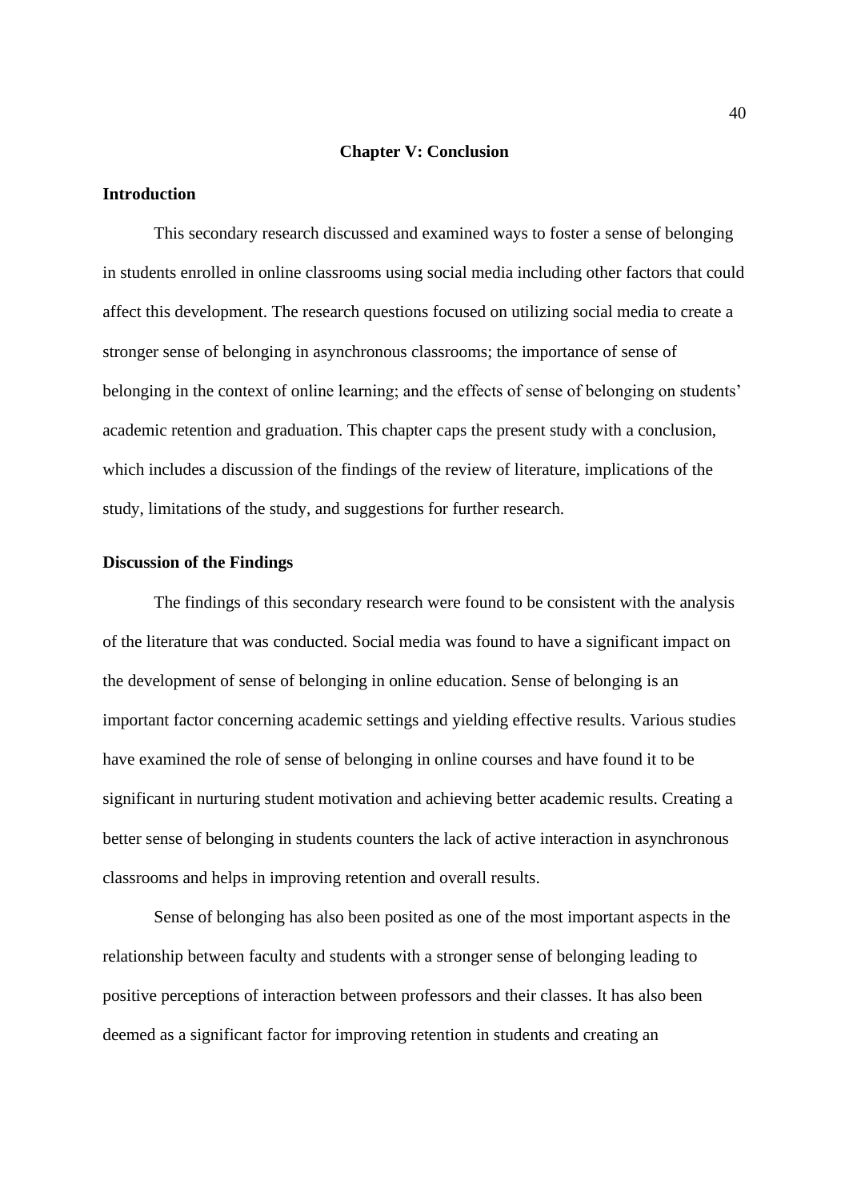# Chapter V: Conclusion

## Introduction

This secondary research discussed and examined ways to foster a sense of belonging in students enrolled in online classrooms using social media including other factors that could affect this development. The research questions focused on utilizing social media to create a stronger sense of belonging in asynchronous classrooms; the importance of sense of belonging in the context of online learning; and the effects of sense of belonging on students' academic retention and graduation. This chapter caps the present study with a conclusion, which includes a discussion of the findings of the review of literature, implications of the study, limitations of the study, and suggestions for further research.

## Discussion of the Findings

The findings of this secondary research were found to be consistent with the analysis of the literature that was conducted. Social media was found to have a significant impact on the development of sense of belonging in online education. Sense of belonging is an important factor concerning academic settings and yielding effective results. Various studies have examined the role of sense of belonging in online courses and have found it to be significant in nurturing student motivation and achieving better academic results. Creating a better sense of belonging in students counters the lack of active interaction in asynchronous classrooms and helps in improving retention and overall results.

Sense of belonging has also been posited as one of the most important aspects in the relationship between faculty and students with a stronger sense of belonging leading to positive perceptions of interaction between professors and their classes. It has also been deemed as a significant factor for improving retention in students and creating an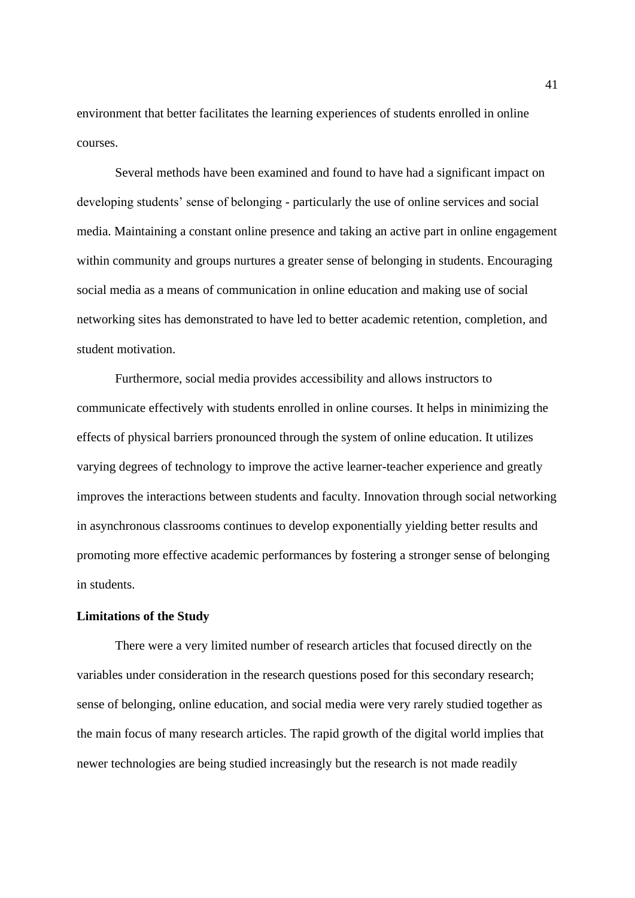environment that better facilitates the learning experiences of students enrolled in online courses.

Several methods have been examined and found to have had a significant impact on developing students' sense of belonging - particularly the use of online services and social media. Maintaining a constant online presence and taking an active part in online engagement within community and groups nurtures a greater sense of belonging in students. Encouraging social media as a means of communication in online education and making use of social networking sites has demonstrated to have led to better academic retention, completion, and student motivation.

Furthermore, social media provides accessibility and allows instructors to communicate effectively with students enrolled in online courses. It helps in minimizing the effects of physical barriers pronounced through the system of online education. It utilizes varying degrees of technology to improve the active learner-teacher experience and greatly improves the interactions between students and faculty. Innovation through social networking in asynchronous classrooms continues to develop exponentially yielding better results and promoting more effective academic performances by fostering a stronger sense of belonging in students.

**Limitations of the Study**

There were a very limited number of research articles that focused directly on the variables under consideration in the research questions posed for this secondary research; sense of belonging, online education, and social media were very rarely studied together as the main focus of many research articles. The rapid growth of the digital world implies that newer technologies are being studied increasingly but the research is not made readily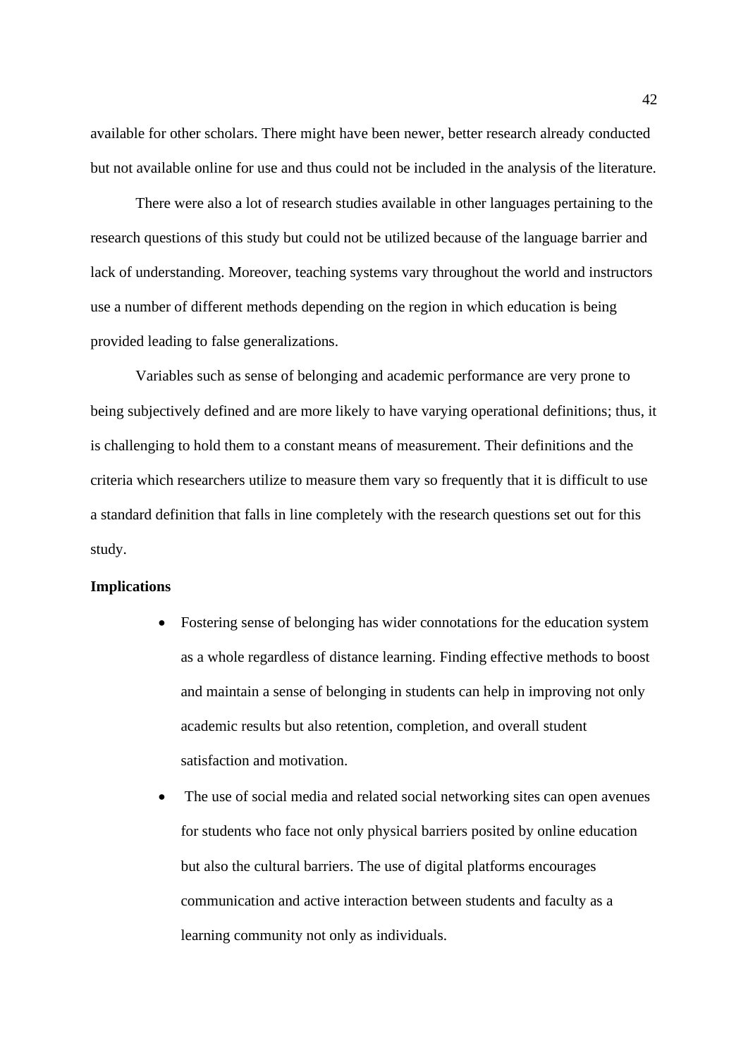available for other scholars. There might have been newer, better research already conducted but not available online for use and thus could not be included in the analysis of the literature.

There were also a lot of research studies available in other languages pertaining to the research questions of this study but could not be utilized because of the language barrier and lack of understanding. Moreover, teaching systems vary throughout the world and instructors use a number of different methods depending on the region in which education is being provided leading to false generalizations.

Variables such as sense of belonging and academic performance are very prone to being subjectively defined and are more likely to have varying operational definitions; thus, it is challenging to hold them to a constant means of measurement. Their definitions and the criteria which researchers utilize to measure them vary so frequently that it is difficult to use a standard definition that falls in line completely with the research questions set out for this study.

**Implications**

- Fostering sense of belonging has wider connotations for the education system as a whole regardless of distance learning. Finding effective methods to boost and maintain a sense of belonging in students can help in improving not only academic results but also retention, completion, and overall student satisfaction and motivation.
- The use of social media and related social networking sites can open avenues for students who face not only physical barriers posited by online education but also the cultural barriers. The use of digital platforms encourages communication and active interaction between students and faculty as a learning community not only as individuals.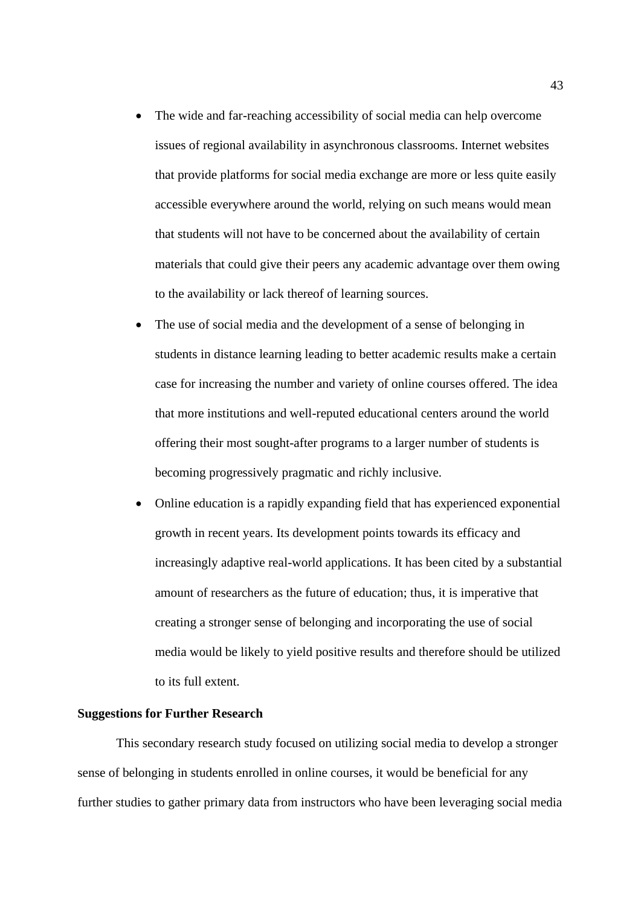- The wide and far-reaching accessibility of social media can help overcome issues of regional availability in asynchronous classrooms. Internet websites that provide platforms for social media exchange are more or less quite easily accessible everywhere around the world, relying on such means would mean that students will not have to be concerned about the availability of certain materials that could give their peers any academic advantage over them owing to the availability or lack thereof of learning sources.
- The use of social media and the development of a sense of belonging in students in distance learning leading to better academic results make a certain case for increasing the number and variety of online courses offered. The idea that more institutions and well-reputed educational centers around the world offering their most sought-after programs to a larger number of students is becoming progressively pragmatic and richly inclusive.
- Online education is a rapidly expanding field that has experienced exponential growth in recent years. Its development points towards its efficacy and increasingly adaptive real-world applications. It has been cited by a substantial amount of researchers as the future of education; thus, it is imperative that creating a stronger sense of belonging and incorporating the use of social media would be likely to yield positive results and therefore should be utilized to its full extent.

**Suggestions for Further Research**

This secondary research study focused on utilizing social media to develop a stronger sense of belonging in students enrolled in online courses, it would be beneficial for any further studies to gather primary data from instructors who have been leveraging social media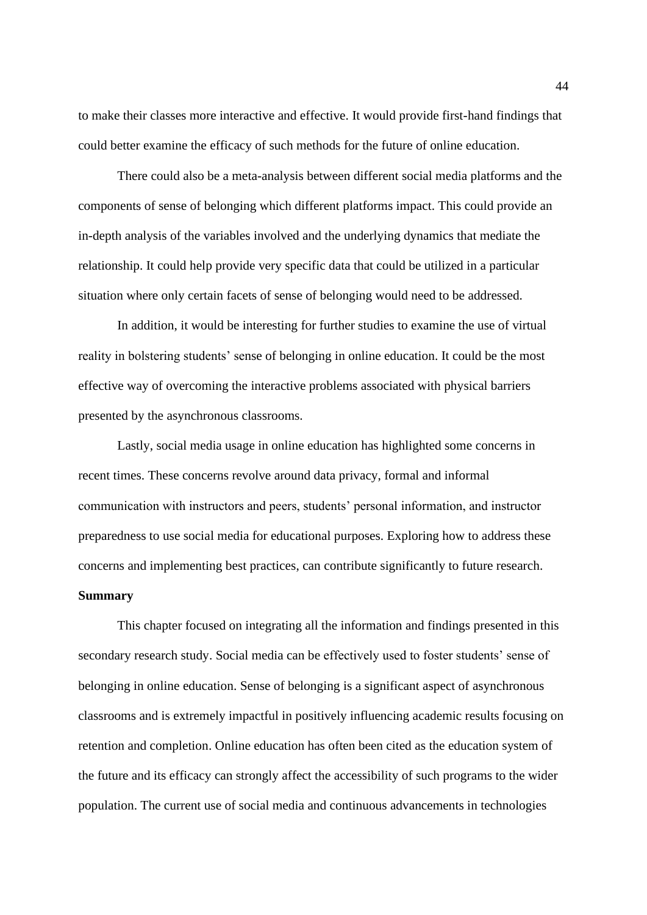to make their classes more interactive and effective. It would provide first-hand findings that could better examine the efficacy of such methods for the future of online education.

There could also be a meta-analysis between different social media platforms and the components of sense of belonging which different platforms impact. This could provide an in-depth analysis of the variables involved and the underlying dynamics that mediate the relationship. It could help provide very specific data that could be utilized in a particular situation where only certain facets of sense of belonging would need to be addressed.

In addition, it would be interesting for further studies to examine the use of virtual reality in bolstering students' sense of belonging in online education. It could be the most effective way of overcoming the interactive problems associated with physical barriers presented by the asynchronous classrooms.

Lastly, social media usage in online education has highlighted some concerns in recent times. These concerns revolve around data privacy, formal and informal communication with instructors and peers, students' personal information, and instructor preparedness to use social media for educational purposes. Exploring how to address these concerns and implementing best practices, can contribute significantly to future research.

**Summary**

This chapter focused on integrating all the information and findings presented in this secondary research study. Social media can be effectively used to foster students' sense of belonging in online education. Sense of belonging is a significant aspect of asynchronous classrooms and is extremely impactful in positively influencing academic results focusing on retention and completion. Online education has often been cited as the education system of the future and its efficacy can strongly affect the accessibility of such programs to the wider population. The current use of social media and continuous advancements in technologies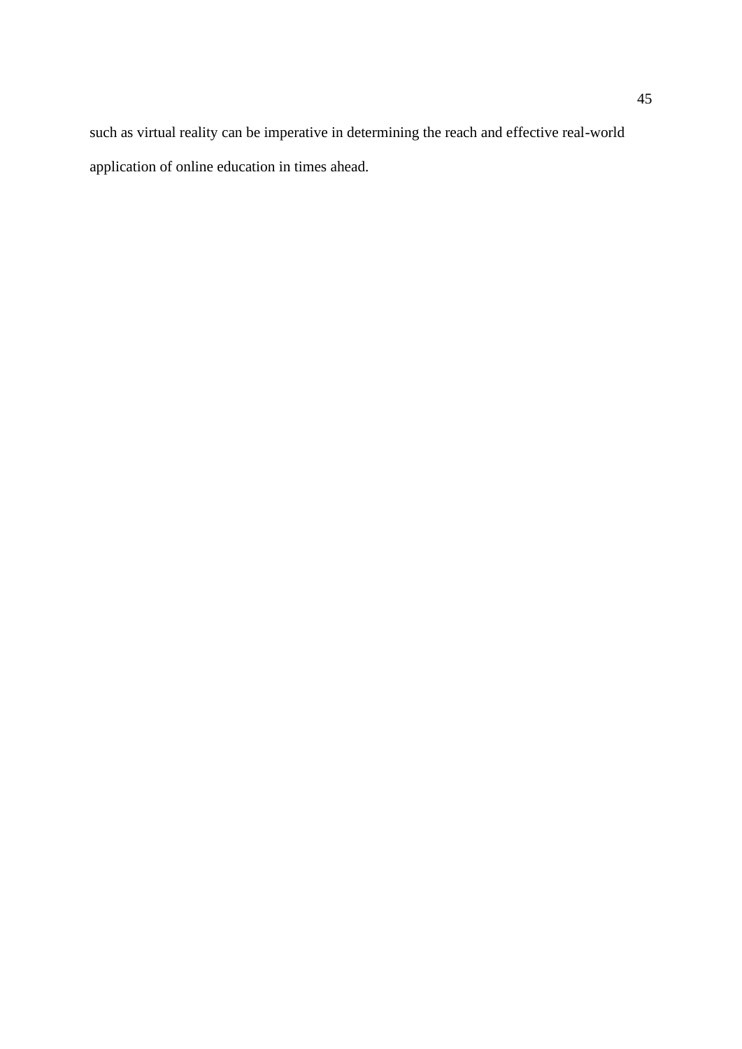such as virtual reality can be imperative in determining the reach and effective real-world application of online education in times ahead.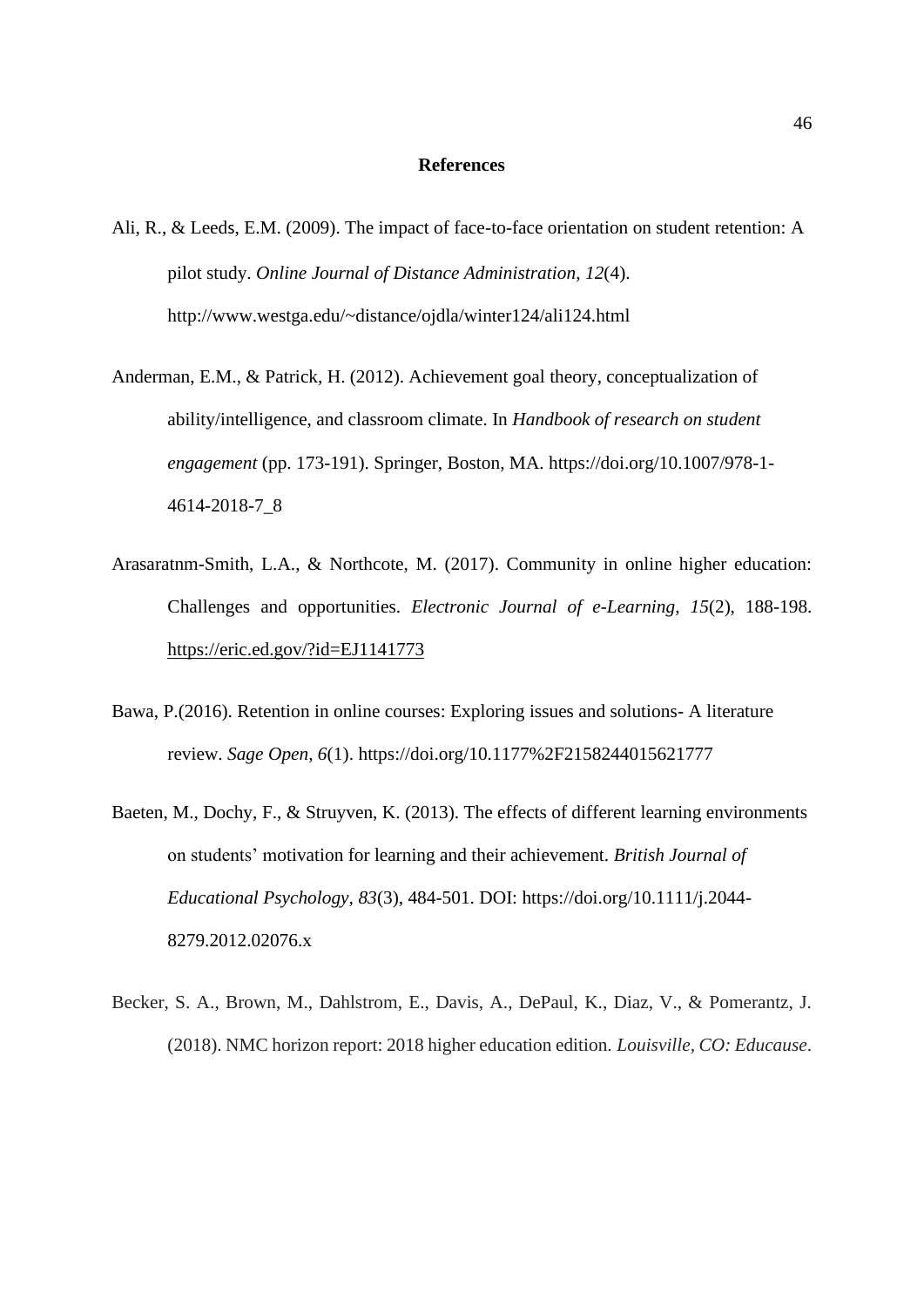# References

Ali, R., & Leeds, E.M. (2009). The impact of face-to-face orientation on student retention: A pilot study. *Online Journal of Distance Administration*, *12*(4). http://www.westga.edu/~distance/ojdla/winter124/ali124.html

Anderman, E.M., & Patrick, H. (2012). Achievement goal theory, conceptualization of ability/intelligence, and classroom climate. In *Handbook of research on student engagement* (pp. 173-191). Springer, Boston, MA. https://doi.org/10.1007/978-1-4614-2018-7_8

Arasaratnm-Smith, L.A., & Northcote, M. (2017). Community in online higher education: Challenges and opportunities. *Electronic Journal of e-Learning*, *15*(2), 188-198. https://eric.ed.gov/?id=EJ1141773

Bawa, P.(2016). Retention in online courses: Exploring issues and solutions- A literature review. *Sage Open, 6*(1). https://doi.org/10.1177%2F2158244015621777

Baeten, M., Dochy, F., & Struyven, K. (2013). The effects of different learning environments on students' motivation for learning and their achievement. *British Journal of Educational Psychology*, *83*(3), 484-501. DOI: https://doi.org/10.1111/j.2044-8279.2012.02076.x

Becker, S. A., Brown, M., Dahlstrom, E., Davis, A., DePaul, K., Diaz, V., & Pomerantz, J. (2018). NMC horizon report: 2018 higher education edition. *Louisville, CO: Educause*.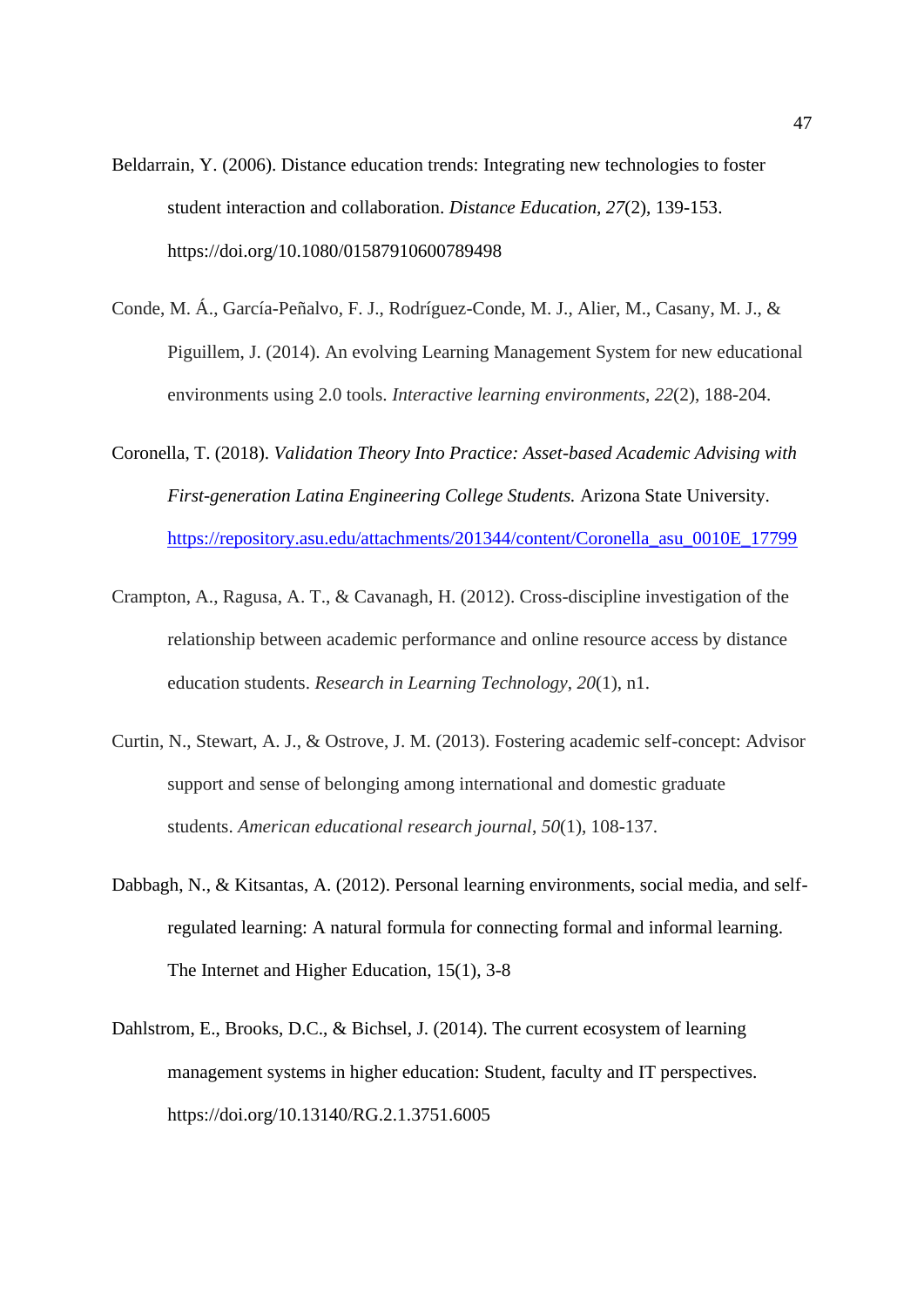Beldarrain, Y. (2006). Distance education trends: Integrating new technologies to foster student interaction and collaboration. *Distance Education, 27*(2), 139-153. https://doi.org/10.1080/01587910600789498

Conde, M. Á., García-Peñalvo, F. J., Rodríguez-Conde, M. J., Alier, M., Casany, M. J., & Piguillem, J. (2014). An evolving Learning Management System for new educational environments using 2.0 tools. *Interactive learning environments*, *22*(2), 188-204.

Coronella, T. (2018). *Validation Theory Into Practice: Asset-based Academic Advising with First-generation Latina Engineering College Students.* Arizona State University. [https://repository.asu.edu/attachments/201344/content/Coronella_asu_0010E_17799](https://repository.asu.edu/attachments/201344/content/Coronella_asu_0010E_17799)

Crampton, A., Ragusa, A. T., & Cavanagh, H. (2012). Cross-discipline investigation of the relationship between academic performance and online resource access by distance education students. *Research in Learning Technology*, *20*(1), n1.

Curtin, N., Stewart, A. J., & Ostrove, J. M. (2013). Fostering academic self-concept: Advisor support and sense of belonging among international and domestic graduate students. *American educational research journal*, *50*(1), 108-137.

Dabbagh, N., & Kitsantas, A. (2012). Personal learning environments, social media, and self-regulated learning: A natural formula for connecting formal and informal learning. The Internet and Higher Education, 15(1), 3-8

Dahlstrom, E., Brooks, D.C., & Bichsel, J. (2014). The current ecosystem of learning management systems in higher education: Student, faculty and IT perspectives. https://doi.org/10.13140/RG.2.1.3751.6005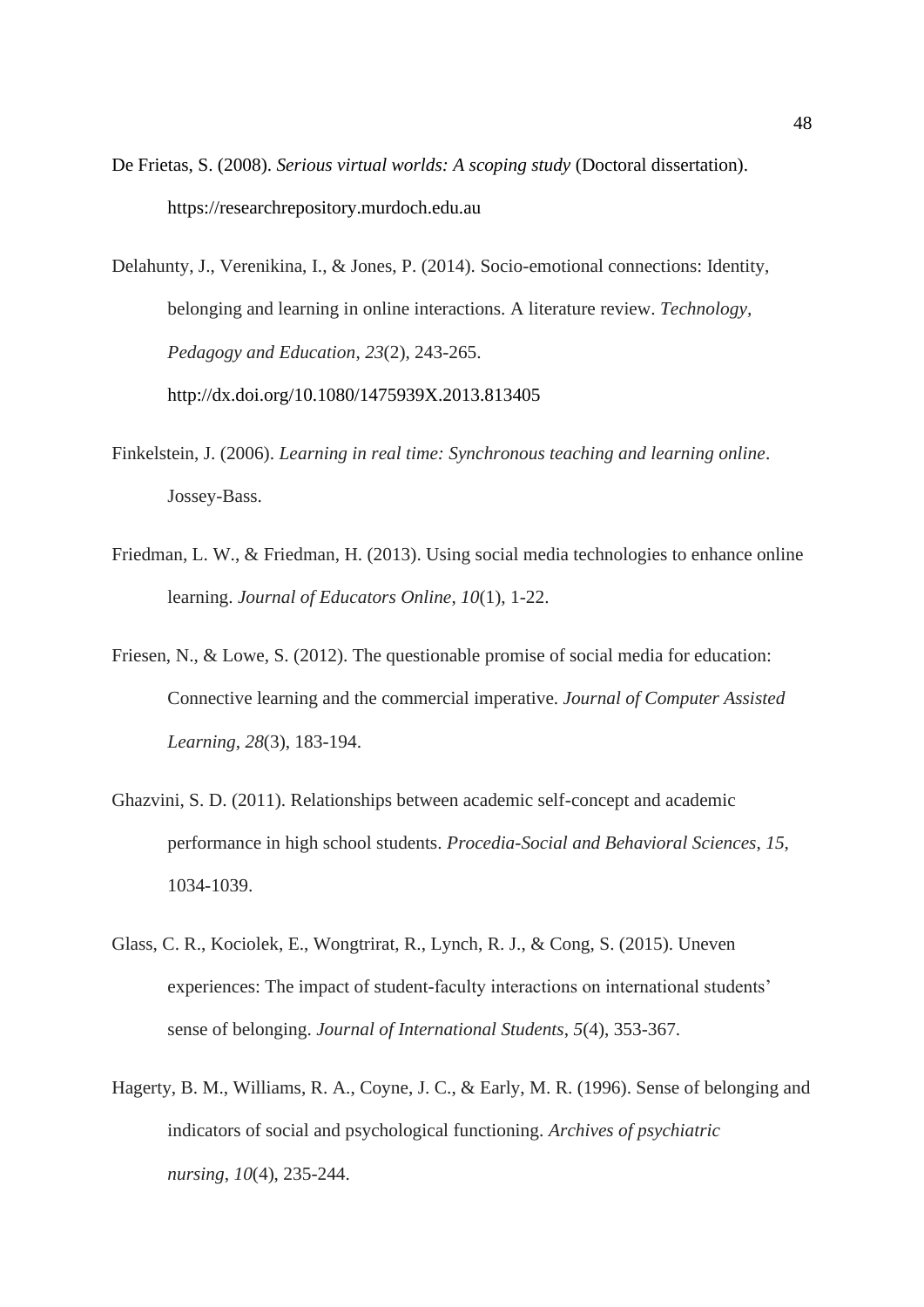De Frietas, S. (2008). *Serious virtual worlds: A scoping study* (Doctoral dissertation). https://researchrepository.murdoch.edu.au

Delahunty, J., Verenikina, I., & Jones, P. (2014). Socio-emotional connections: Identity, belonging and learning in online interactions. A literature review. *Technology, Pedagogy and Education*, *23*(2), 243-265. http://dx.doi.org/10.1080/1475939X.2013.813405

Finkelstein, J. (2006). *Learning in real time: Synchronous teaching and learning online*. Jossey-Bass.

Friedman, L. W., & Friedman, H. (2013). Using social media technologies to enhance online learning. *Journal of Educators Online*, *10*(1), 1-22.

Friesen, N., & Lowe, S. (2012). The questionable promise of social media for education: Connective learning and the commercial imperative. *Journal of Computer Assisted Learning*, *28*(3), 183-194.

Ghazvini, S. D. (2011). Relationships between academic self-concept and academic performance in high school students. *Procedia-Social and Behavioral Sciences*, *15*, 1034-1039.

Glass, C. R., Kociolek, E., Wongtrirat, R., Lynch, R. J., & Cong, S. (2015). Uneven experiences: The impact of student-faculty interactions on international students' sense of belonging. *Journal of International Students*, *5*(4), 353-367.

Hagerty, B. M., Williams, R. A., Coyne, J. C., & Early, M. R. (1996). Sense of belonging and indicators of social and psychological functioning. *Archives of psychiatric nursing*, *10*(4), 235-244.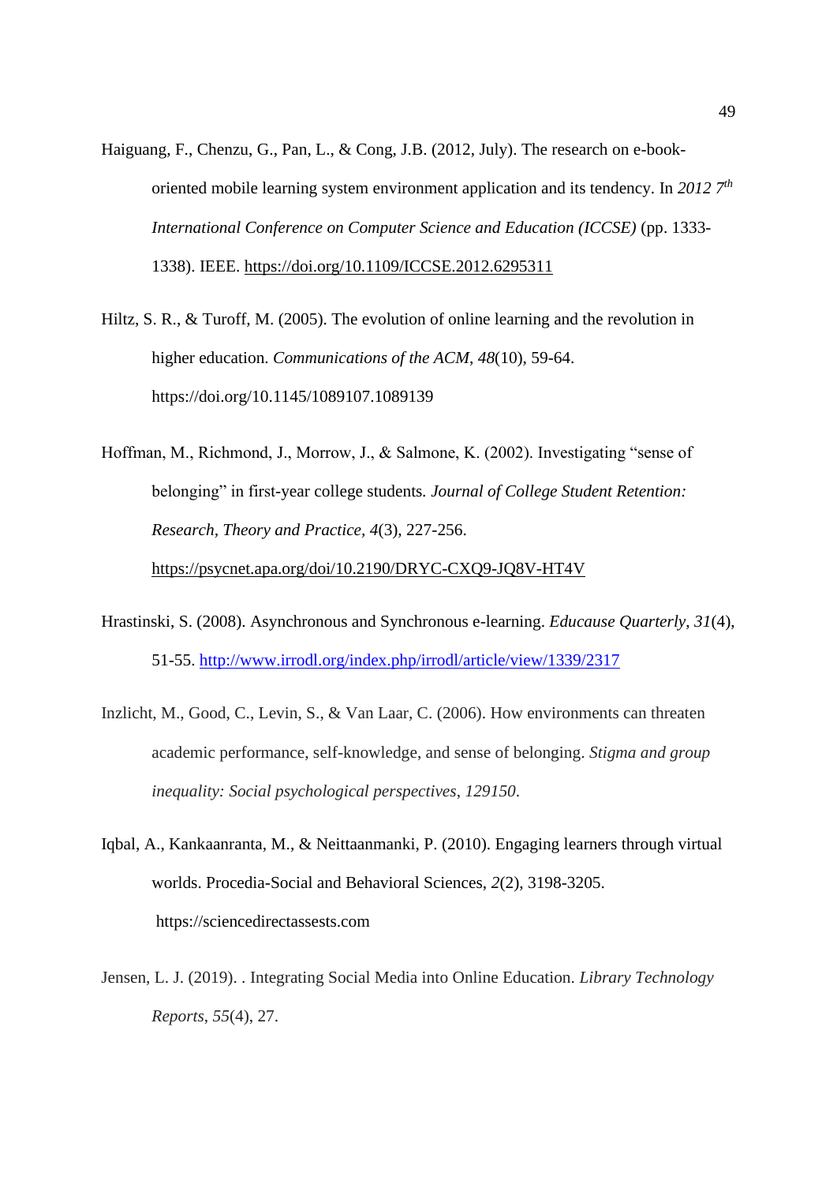Haiguang, F., Chenzu, G., Pan, L., & Cong, J.B. (2012, July). The research on e-book-oriented mobile learning system environment application and its tendency. In *2012 7th International Conference on Computer Science and Education (ICCSE)* (pp. 1333-1338). IEEE. https://doi.org/10.1109/ICCSE.2012.6295311

Hiltz, S. R., & Turoff, M. (2005). The evolution of online learning and the revolution in higher education. *Communications of the ACM*, *48*(10), 59-64. https://doi.org/10.1145/1089107.1089139

Hoffman, M., Richmond, J., Morrow, J., & Salmone, K. (2002). Investigating "sense of belonging" in first-year college students. *Journal of College Student Retention: Research, Theory and Practice*, *4*(3), 227-256. https://psycnet.apa.org/doi/10.2190/DRYC-CXQ9-JQ8V-HT4V

Hrastinski, S. (2008). Asynchronous and Synchronous e-learning. *Educause Quarterly*, *31*(4), 51-55. http://www.irrodl.org/index.php/irrodl/article/view/1339/2317

Inzlicht, M., Good, C., Levin, S., & Van Laar, C. (2006). How environments can threaten academic performance, self-knowledge, and sense of belonging. *Stigma and group inequality: Social psychological perspectives*, *129150*.

Iqbal, A., Kankaanranta, M., & Neittaanmanki, P. (2010). Engaging learners through virtual worlds. Procedia-Social and Behavioral Sciences, *2*(2), 3198-3205. https://sciencedirectassests.com

Jensen, L. J. (2019). . Integrating Social Media into Online Education. *Library Technology Reports*, *55*(4), 27.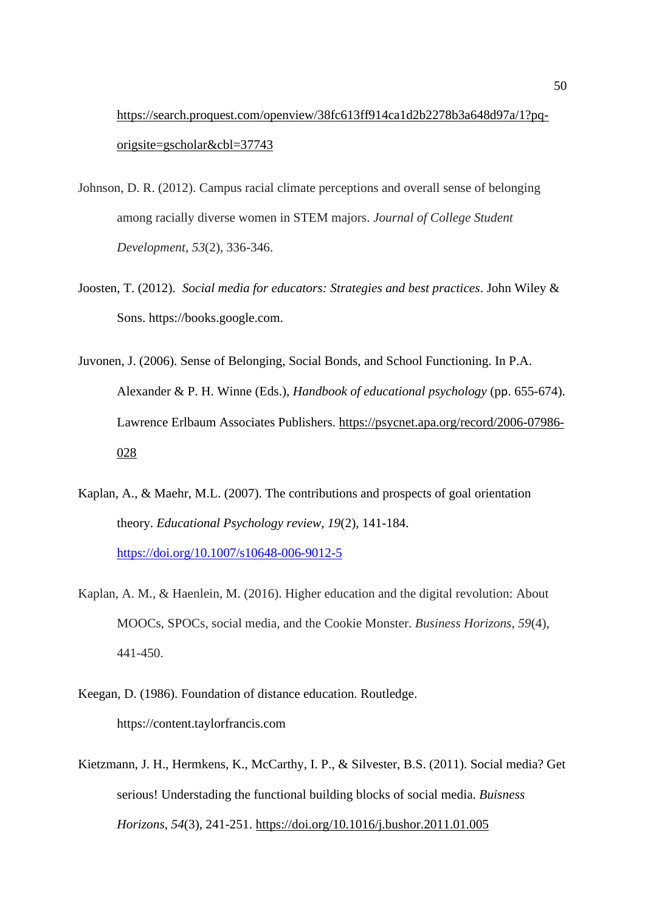https://search.proquest.com/openview/38fc613ff914ca1d2b2278b3a648d97a/1?pq-origsite=gscholar&cbl=37743

Johnson, D. R. (2012). Campus racial climate perceptions and overall sense of belonging among racially diverse women in STEM majors. *Journal of College Student Development*, *53*(2), 336-346.

Joosten, T. (2012). *Social media for educators: Strategies and best practices*. John Wiley & Sons. https://books.google.com.

Juvonen, J. (2006). Sense of Belonging, Social Bonds, and School Functioning. In P.A. Alexander & P. H. Winne (Eds.), *Handbook of educational psychology* (pp. 655-674). Lawrence Erlbaum Associates Publishers. https://psycnet.apa.org/record/2006-07986-028

Kaplan, A., & Maehr, M.L. (2007). The contributions and prospects of goal orientation theory. *Educational Psychology review, 19*(2), 141-184. https://doi.org/10.1007/s10648-006-9012-5

Kaplan, A. M., & Haenlein, M. (2016). Higher education and the digital revolution: About MOOCs, SPOCs, social media, and the Cookie Monster. *Business Horizons*, *59*(4), 441-450.

Keegan, D. (1986). Foundation of distance education. Routledge. https://content.taylorfrancis.com

Kietzmann, J. H., Hermkens, K., McCarthy, I. P., & Silvester, B.S. (2011). Social media? Get serious! Understading the functional building blocks of social media. *Buisness Horizons, 54*(3), 241-251. https://doi.org/10.1016/j.bushor.2011.01.005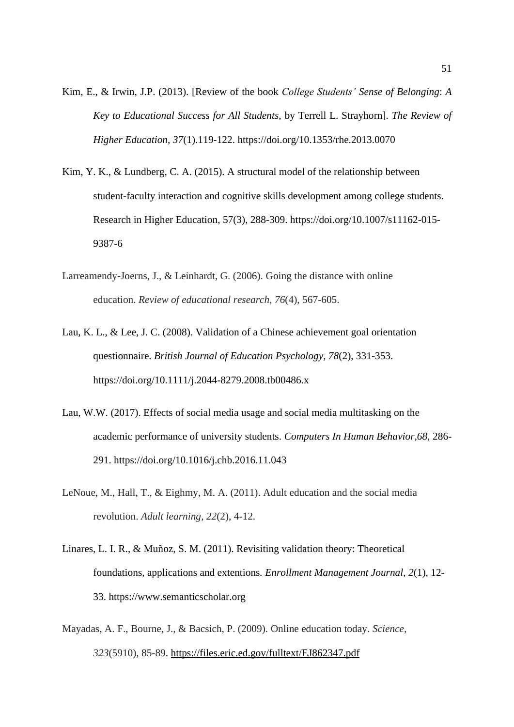Kim, E., & Irwin, J.P. (2013). [Review of the book *College Students' Sense of Belonging*: *A Key to Educational Success for All Students*, by Terrell L. Strayhorn]. *The Review of Higher Education*, *37*(1).119-122. https://doi.org/10.1353/rhe.2013.0070

Kim, Y. K., & Lundberg, C. A. (2015). A structural model of the relationship between student-faculty interaction and cognitive skills development among college students. Research in Higher Education, 57(3), 288-309. https://doi.org/10.1007/s11162-015-9387-6

Larreamendy-Joerns, J., & Leinhardt, G. (2006). Going the distance with online education. *Review of educational research*, *76*(4), 567-605.

Lau, K. L., & Lee, J. C. (2008). Validation of a Chinese achievement goal orientation questionnaire. *British Journal of Education Psychology*, *78*(2), 331-353. https://doi.org/10.1111/j.2044-8279.2008.tb00486.x

Lau, W.W. (2017). Effects of social media usage and social media multitasking on the academic performance of university students. *Computers In Human Behavior,68,* 286-291. https://doi.org/10.1016/j.chb.2016.11.043

LeNoue, M., Hall, T., & Eighmy, M. A. (2011). Adult education and the social media revolution. *Adult learning*, *22*(2), 4-12.

Linares, L. I. R., & Muñoz, S. M. (2011). Revisiting validation theory: Theoretical foundations, applications and extentions*. Enrollment Management Journal, 2*(1), 12-33. https://www.semanticscholar.org

Mayadas, A. F., Bourne, J., & Bacsich, P. (2009). Online education today. *Science*, *323*(5910), 85-89. https://files.eric.ed.gov/fulltext/EJ862347.pdf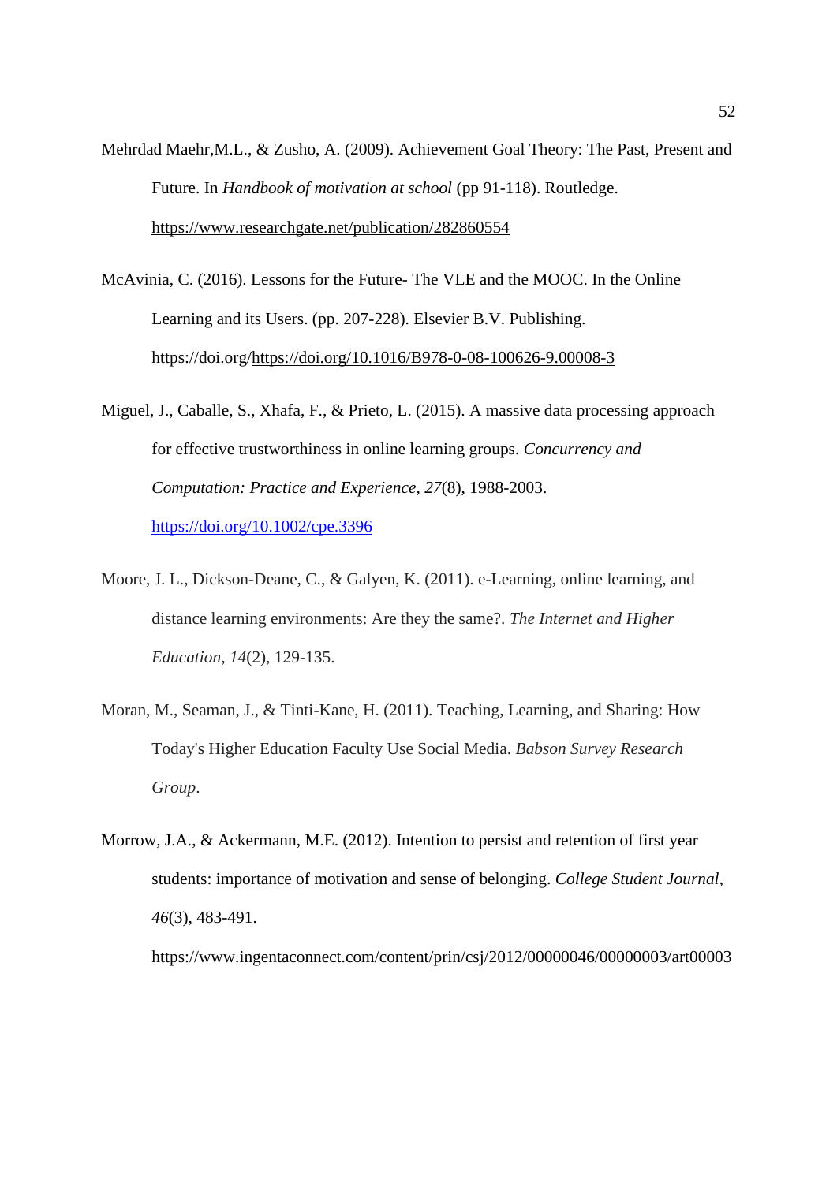Mehrdad Maehr,M.L., & Zusho, A. (2009). Achievement Goal Theory: The Past, Present and Future. In *Handbook of motivation at school* (pp 91-118). Routledge. https://www.researchgate.net/publication/282860554

McAvinia, C. (2016). Lessons for the Future- The VLE and the MOOC. In the Online Learning and its Users. (pp. 207-228). Elsevier B.V. Publishing. https://doi.org/https://doi.org/10.1016/B978-0-08-100626-9.00008-3

Miguel, J., Caballe, S., Xhafa, F., & Prieto, L. (2015). A massive data processing approach for effective trustworthiness in online learning groups. *Concurrency and Computation: Practice and Experience*, *27*(8), 1988-2003. https://doi.org/10.1002/cpe.3396

Moore, J. L., Dickson-Deane, C., & Galyen, K. (2011). e-Learning, online learning, and distance learning environments: Are they the same?. *The Internet and Higher Education*, *14*(2), 129-135.

Moran, M., Seaman, J., & Tinti-Kane, H. (2011). Teaching, Learning, and Sharing: How Today's Higher Education Faculty Use Social Media. *Babson Survey Research Group*.

Morrow, J.A., & Ackermann, M.E. (2012). Intention to persist and retention of first year students: importance of motivation and sense of belonging. *College Student Journal*, *46*(3), 483-491. https://www.ingentaconnect.com/content/prin/csj/2012/00000046/00000003/art00003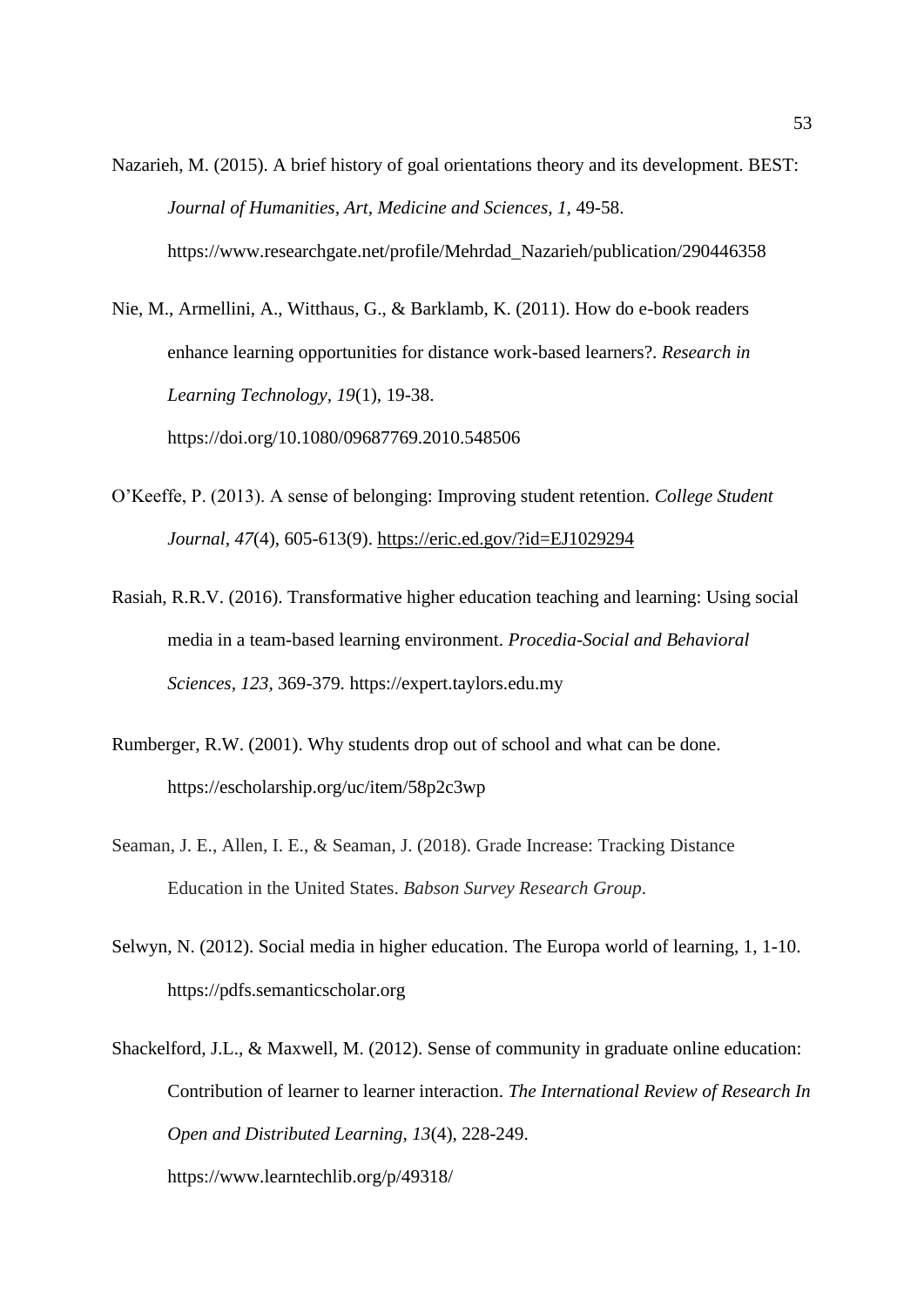Nazarieh, M. (2015). A brief history of goal orientations theory and its development. BEST: *Journal of Humanities, Art, Medicine and Sciences, 1*, 49-58. https://www.researchgate.net/profile/Mehrdad_Nazarieh/publication/290446358

Nie, M., Armellini, A., Witthaus, G., & Barklamb, K. (2011). How do e-book readers enhance learning opportunities for distance work-based learners?. *Research in Learning Technology, 19*(1), 19-38. https://doi.org/10.1080/09687769.2010.548506

O'Keeffe, P. (2013). A sense of belonging: Improving student retention. *College Student Journal, 47*(4), 605-613(9). https://eric.ed.gov/?id=EJ1029294

Rasiah, R.R.V. (2016). Transformative higher education teaching and learning: Using social media in a team-based learning environment. *Procedia-Social and Behavioral Sciences, 123*, 369-379. https://expert.taylors.edu.my

Rumberger, R.W. (2001). Why students drop out of school and what can be done. https://escholarship.org/uc/item/58p2c3wp

Seaman, J. E., Allen, I. E., & Seaman, J. (2018). Grade Increase: Tracking Distance Education in the United States. *Babson Survey Research Group*.

Selwyn, N. (2012). Social media in higher education. The Europa world of learning, 1, 1-10. https://pdfs.semanticscholar.org

Shackelford, J.L., & Maxwell, M. (2012). Sense of community in graduate online education: Contribution of learner to learner interaction. *The International Review of Research In Open and Distributed Learning, 13*(4), 228-249. https://www.learntechlib.org/p/49318/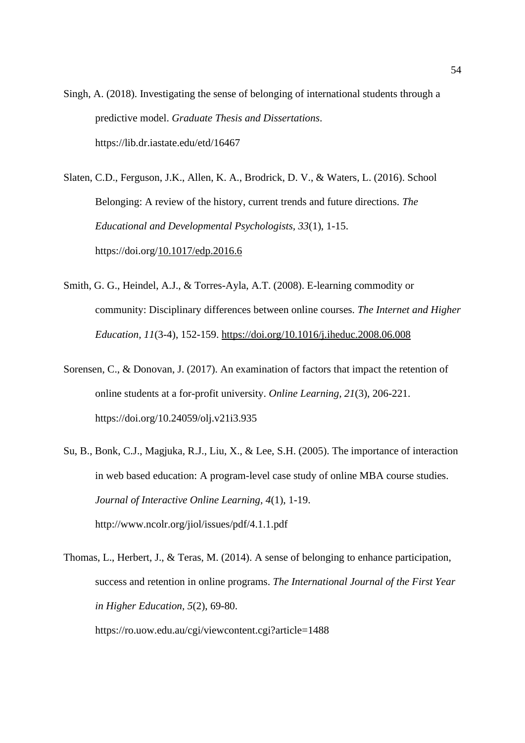Singh, A. (2018). Investigating the sense of belonging of international students through a predictive model. *Graduate Thesis and Dissertations*. https://lib.dr.iastate.edu/etd/16467

Slaten, C.D., Ferguson, J.K., Allen, K. A., Brodrick, D. V., & Waters, L. (2016). School Belonging: A review of the history, current trends and future directions. *The Educational and Developmental Psychologists, 33*(1), 1-15. https://doi.org/10.1017/edp.2016.6

Smith, G. G., Heindel, A.J., & Torres-Ayla, A.T. (2008). E-learning commodity or community: Disciplinary differences between online courses. *The Internet and Higher Education, 11*(3-4), 152-159. https://doi.org/10.1016/j.iheduc.2008.06.008

Sorensen, C., & Donovan, J. (2017). An examination of factors that impact the retention of online students at a for-profit university. *Online Learning, 21*(3), 206-221. https://doi.org/10.24059/olj.v21i3.935

Su, B., Bonk, C.J., Magjuka, R.J., Liu, X., & Lee, S.H. (2005). The importance of interaction in web based education: A program-level case study of online MBA course studies. *Journal of Interactive Online Learning, 4*(1), 1-19. http://www.ncolr.org/jiol/issues/pdf/4.1.1.pdf

Thomas, L., Herbert, J., & Teras, M. (2014). A sense of belonging to enhance participation, success and retention in online programs. *The International Journal of the First Year in Higher Education, 5*(2), 69-80. https://ro.uow.edu.au/cgi/viewcontent.cgi?article=1488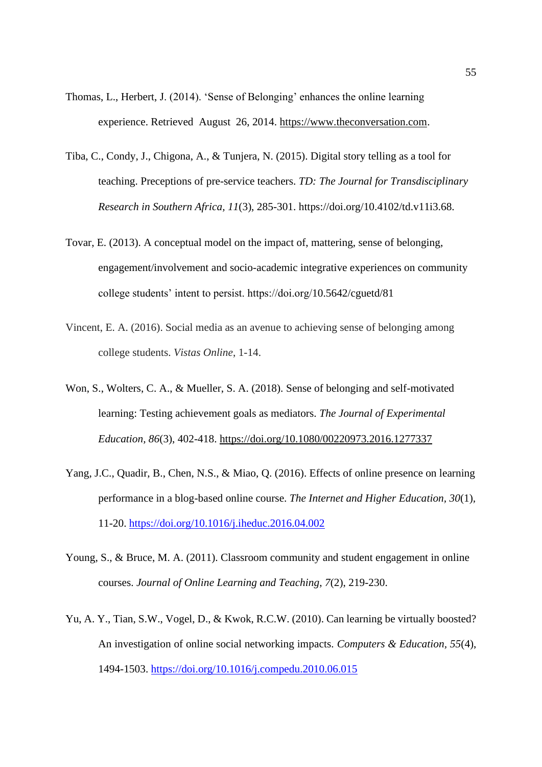Thomas, L., Herbert, J. (2014). 'Sense of Belonging' enhances the online learning experience. Retrieved August 26, 2014. https://www.theconversation.com.

Tiba, C., Condy, J., Chigona, A., & Tunjera, N. (2015). Digital story telling as a tool for teaching. Preceptions of pre-service teachers. *TD: The Journal for Transdisciplinary Research in Southern Africa, 11*(3), 285-301. https://doi.org/10.4102/td.v11i3.68.

Tovar, E. (2013). A conceptual model on the impact of, mattering, sense of belonging, engagement/involvement and socio-academic integrative experiences on community college students' intent to persist. https://doi.org/10.5642/cguetd/81

Vincent, E. A. (2016). Social media as an avenue to achieving sense of belonging among college students. *Vistas Online*, 1-14.

Won, S., Wolters, C. A., & Mueller, S. A. (2018). Sense of belonging and self-motivated learning: Testing achievement goals as mediators. *The Journal of Experimental Education, 86*(3), 402-418. https://doi.org/10.1080/00220973.2016.1277337

Yang, J.C., Quadir, B., Chen, N.S., & Miao, Q. (2016). Effects of online presence on learning performance in a blog-based online course. *The Internet and Higher Education, 30*(1), 11-20. https://doi.org/10.1016/j.iheduc.2016.04.002

Young, S., & Bruce, M. A. (2011). Classroom community and student engagement in online courses. *Journal of Online Learning and Teaching, 7*(2), 219-230.

Yu, A. Y., Tian, S.W., Vogel, D., & Kwok, R.C.W. (2010). Can learning be virtually boosted? An investigation of online social networking impacts. *Computers & Education, 55*(4), 1494-1503. https://doi.org/10.1016/j.compedu.2010.06.015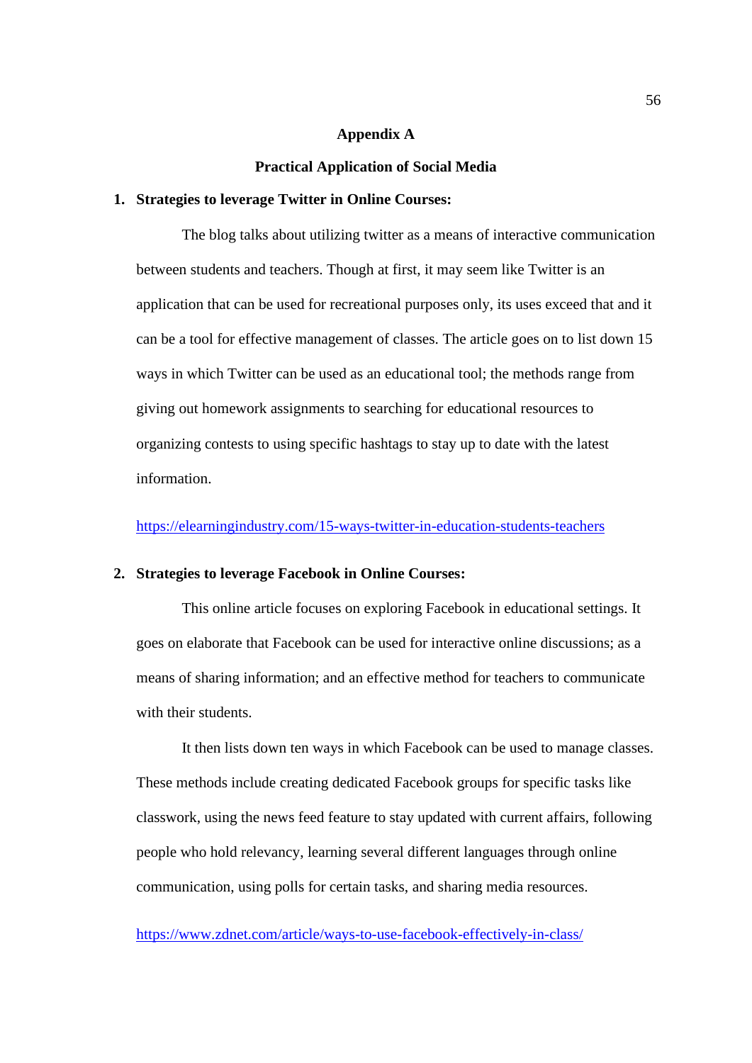# Appendix A

## Practical Application of Social Media

1. **Strategies to leverage Twitter in Online Courses:**

   The blog talks about utilizing twitter as a means of interactive communication between students and teachers. Though at first, it may seem like Twitter is an application that can be used for recreational purposes only, its uses exceed that and it can be a tool for effective management of classes. The article goes on to list down 15 ways in which Twitter can be used as an educational tool; the methods range from giving out homework assignments to searching for educational resources to organizing contests to using specific hashtags to stay up to date with the latest information.

   https://elearningindustry.com/15-ways-twitter-in-education-students-teachers

2. **Strategies to leverage Facebook in Online Courses:**

   This online article focuses on exploring Facebook in educational settings. It goes on elaborate that Facebook can be used for interactive online discussions; as a means of sharing information; and an effective method for teachers to communicate with their students.

   It then lists down ten ways in which Facebook can be used to manage classes. These methods include creating dedicated Facebook groups for specific tasks like classwork, using the news feed feature to stay updated with current affairs, following people who hold relevancy, learning several different languages through online communication, using polls for certain tasks, and sharing media resources.

   https://www.zdnet.com/article/ways-to-use-facebook-effectively-in-class/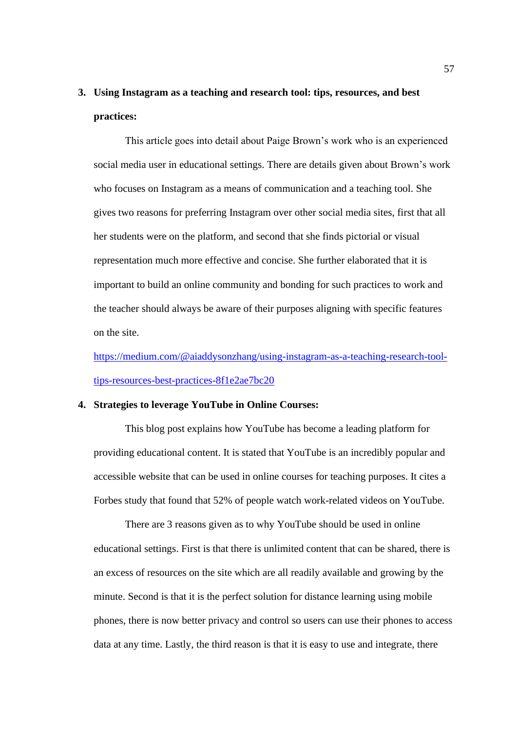3. **Using Instagram as a teaching and research tool: tips, resources, and best practices:**

   This article goes into detail about Paige Brown's work who is an experienced social media user in educational settings. There are details given about Brown's work who focuses on Instagram as a means of communication and a teaching tool. She gives two reasons for preferring Instagram over other social media sites, first that all her students were on the platform, and second that she finds pictorial or visual representation much more effective and concise. She further elaborated that it is important to build an online community and bonding for such practices to work and the teacher should always be aware of their purposes aligning with specific features on the site.

   https://medium.com/@aiaddysonzhang/using-instagram-as-a-teaching-research-tool-tips-resources-best-practices-8f1e2ae7bc20

4. **Strategies to leverage YouTube in Online Courses:**

   This blog post explains how YouTube has become a leading platform for providing educational content. It is stated that YouTube is an incredibly popular and accessible website that can be used in online courses for teaching purposes. It cites a Forbes study that found that 52% of people watch work-related videos on YouTube.

   There are 3 reasons given as to why YouTube should be used in online educational settings. First is that there is unlimited content that can be shared, there is an excess of resources on the site which are all readily available and growing by the minute. Second is that it is the perfect solution for distance learning using mobile phones, there is now better privacy and control so users can use their phones to access data at any time. Lastly, the third reason is that it is easy to use and integrate, there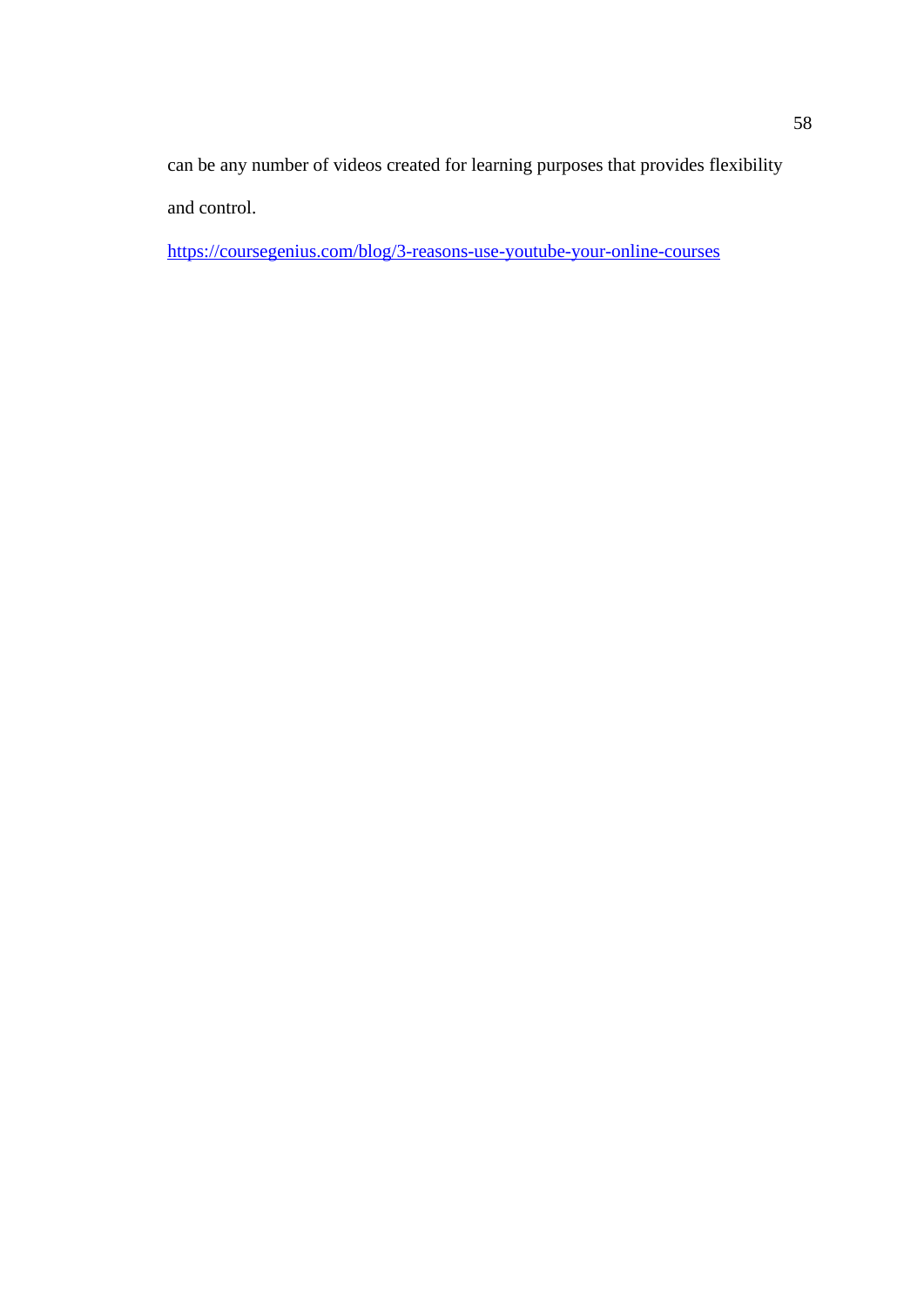can be any number of videos created for learning purposes that provides flexibility and control.

https://coursegenius.com/blog/3-reasons-use-youtube-your-online-courses